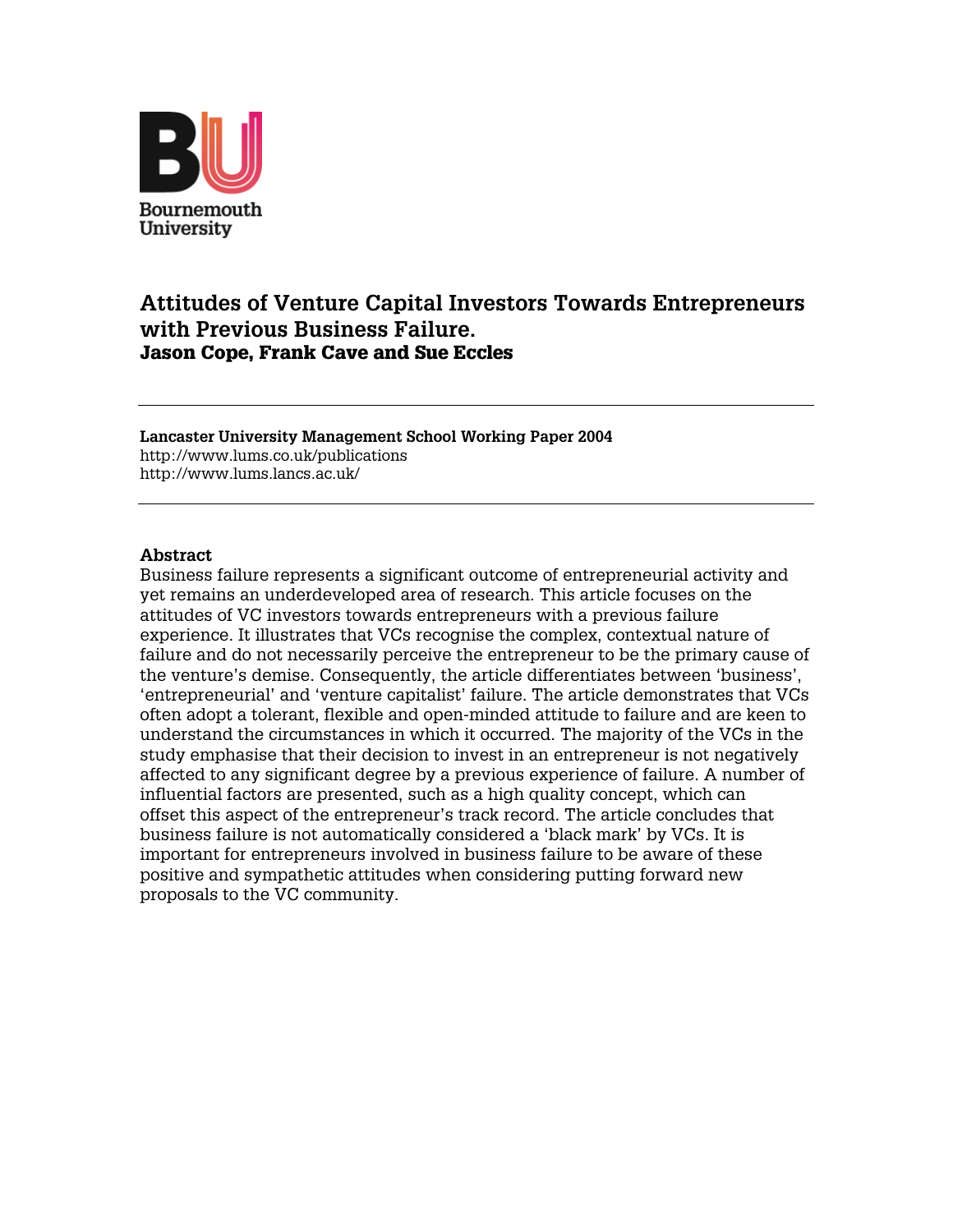Bournemouth University

# Attitudes of Venture Capital Investors Towards Entrepreneurs with Previous Business Failure.

**Jason Cope, Frank Cave and Sue Eccles**

---

**Lancaster University Management School Working Paper 2004**
http://www.lums.co.uk/publications
http://www.lums.lancs.ac.uk/

---

## Abstract

Business failure represents a significant outcome of entrepreneurial activity and yet remains an underdeveloped area of research. This article focuses on the attitudes of VC investors towards entrepreneurs with a previous failure experience. It illustrates that VCs recognise the complex, contextual nature of failure and do not necessarily perceive the entrepreneur to be the primary cause of the venture's demise. Consequently, the article differentiates between 'business', 'entrepreneurial' and 'venture capitalist' failure. The article demonstrates that VCs often adopt a tolerant, flexible and open-minded attitude to failure and are keen to understand the circumstances in which it occurred. The majority of the VCs in the study emphasise that their decision to invest in an entrepreneur is not negatively affected to any significant degree by a previous experience of failure. A number of influential factors are presented, such as a high quality concept, which can offset this aspect of the entrepreneur's track record. The article concludes that business failure is not automatically considered a 'black mark' by VCs. It is important for entrepreneurs involved in business failure to be aware of these positive and sympathetic attitudes when considering putting forward new proposals to the VC community.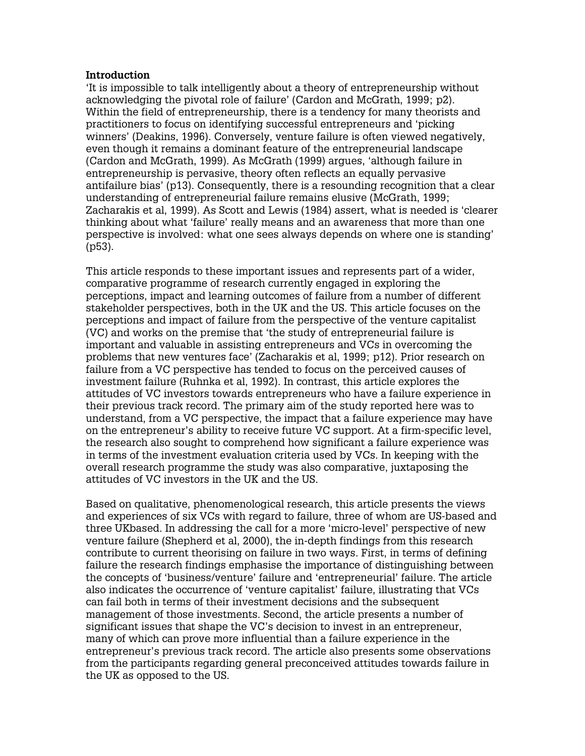**Introduction**

'It is impossible to talk intelligently about a theory of entrepreneurship without acknowledging the pivotal role of failure' (Cardon and McGrath, 1999; p2). Within the field of entrepreneurship, there is a tendency for many theorists and practitioners to focus on identifying successful entrepreneurs and 'picking winners' (Deakins, 1996). Conversely, venture failure is often viewed negatively, even though it remains a dominant feature of the entrepreneurial landscape (Cardon and McGrath, 1999). As McGrath (1999) argues, 'although failure in entrepreneurship is pervasive, theory often reflects an equally pervasive antifailure bias' (p13). Consequently, there is a resounding recognition that a clear understanding of entrepreneurial failure remains elusive (McGrath, 1999; Zacharakis et al, 1999). As Scott and Lewis (1984) assert, what is needed is 'clearer thinking about what 'failure' really means and an awareness that more than one perspective is involved: what one sees always depends on where one is standing' (p53).

This article responds to these important issues and represents part of a wider, comparative programme of research currently engaged in exploring the perceptions, impact and learning outcomes of failure from a number of different stakeholder perspectives, both in the UK and the US. This article focuses on the perceptions and impact of failure from the perspective of the venture capitalist (VC) and works on the premise that 'the study of entrepreneurial failure is important and valuable in assisting entrepreneurs and VCs in overcoming the problems that new ventures face' (Zacharakis et al, 1999; p12). Prior research on failure from a VC perspective has tended to focus on the perceived causes of investment failure (Ruhnka et al, 1992). In contrast, this article explores the attitudes of VC investors towards entrepreneurs who have a failure experience in their previous track record. The primary aim of the study reported here was to understand, from a VC perspective, the impact that a failure experience may have on the entrepreneur's ability to receive future VC support. At a firm-specific level, the research also sought to comprehend how significant a failure experience was in terms of the investment evaluation criteria used by VCs. In keeping with the overall research programme the study was also comparative, juxtaposing the attitudes of VC investors in the UK and the US.

Based on qualitative, phenomenological research, this article presents the views and experiences of six VCs with regard to failure, three of whom are US-based and three UKbased. In addressing the call for a more 'micro-level' perspective of new venture failure (Shepherd et al, 2000), the in-depth findings from this research contribute to current theorising on failure in two ways. First, in terms of defining failure the research findings emphasise the importance of distinguishing between the concepts of 'business/venture' failure and 'entrepreneurial' failure. The article also indicates the occurrence of 'venture capitalist' failure, illustrating that VCs can fail both in terms of their investment decisions and the subsequent management of those investments. Second, the article presents a number of significant issues that shape the VC's decision to invest in an entrepreneur, many of which can prove more influential than a failure experience in the entrepreneur's previous track record. The article also presents some observations from the participants regarding general preconceived attitudes towards failure in the UK as opposed to the US.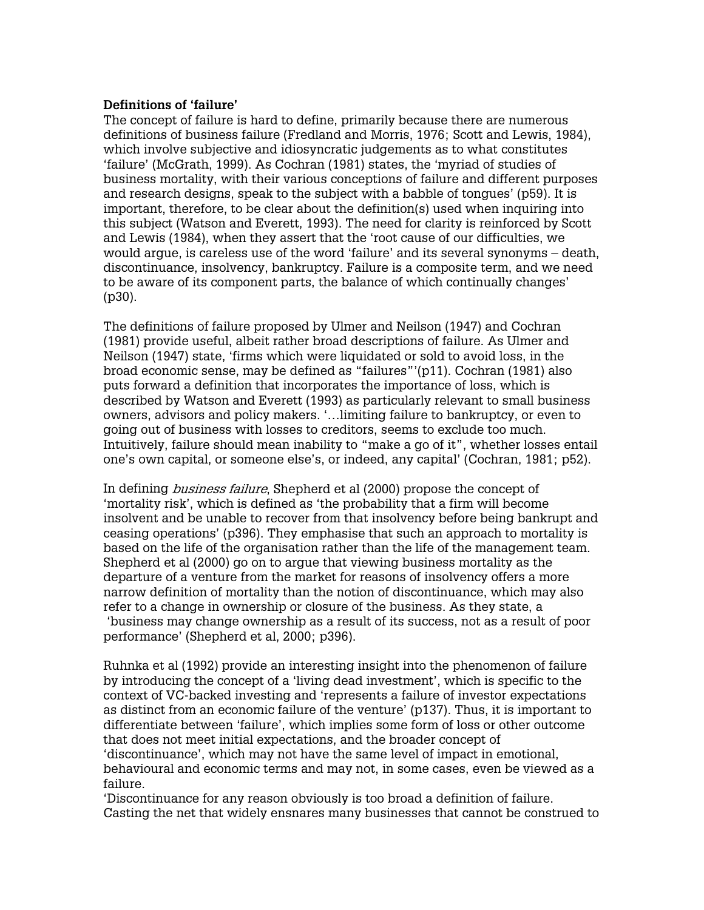**Definitions of 'failure'**

The concept of failure is hard to define, primarily because there are numerous definitions of business failure (Fredland and Morris, 1976; Scott and Lewis, 1984), which involve subjective and idiosyncratic judgements as to what constitutes 'failure' (McGrath, 1999). As Cochran (1981) states, the 'myriad of studies of business mortality, with their various conceptions of failure and different purposes and research designs, speak to the subject with a babble of tongues' (p59). It is important, therefore, to be clear about the definition(s) used when inquiring into this subject (Watson and Everett, 1993). The need for clarity is reinforced by Scott and Lewis (1984), when they assert that the 'root cause of our difficulties, we would argue, is careless use of the word 'failure' and its several synonyms – death, discontinuance, insolvency, bankruptcy. Failure is a composite term, and we need to be aware of its component parts, the balance of which continually changes' (p30).

The definitions of failure proposed by Ulmer and Neilson (1947) and Cochran (1981) provide useful, albeit rather broad descriptions of failure. As Ulmer and Neilson (1947) state, 'firms which were liquidated or sold to avoid loss, in the broad economic sense, may be defined as "failures"'(p11). Cochran (1981) also puts forward a definition that incorporates the importance of loss, which is described by Watson and Everett (1993) as particularly relevant to small business owners, advisors and policy makers. '…limiting failure to bankruptcy, or even to going out of business with losses to creditors, seems to exclude too much. Intuitively, failure should mean inability to "make a go of it", whether losses entail one's own capital, or someone else's, or indeed, any capital' (Cochran, 1981; p52).

In defining *business failure*, Shepherd et al (2000) propose the concept of 'mortality risk', which is defined as 'the probability that a firm will become insolvent and be unable to recover from that insolvency before being bankrupt and ceasing operations' (p396). They emphasise that such an approach to mortality is based on the life of the organisation rather than the life of the management team. Shepherd et al (2000) go on to argue that viewing business mortality as the departure of a venture from the market for reasons of insolvency offers a more narrow definition of mortality than the notion of discontinuance, which may also refer to a change in ownership or closure of the business. As they state, a 'business may change ownership as a result of its success, not as a result of poor performance' (Shepherd et al, 2000; p396).

Ruhnka et al (1992) provide an interesting insight into the phenomenon of failure by introducing the concept of a 'living dead investment', which is specific to the context of VC-backed investing and 'represents a failure of investor expectations as distinct from an economic failure of the venture' (p137). Thus, it is important to differentiate between 'failure', which implies some form of loss or other outcome that does not meet initial expectations, and the broader concept of 'discontinuance', which may not have the same level of impact in emotional, behavioural and economic terms and may not, in some cases, even be viewed as a failure.

'Discontinuance for any reason obviously is too broad a definition of failure. Casting the net that widely ensnares many businesses that cannot be construed to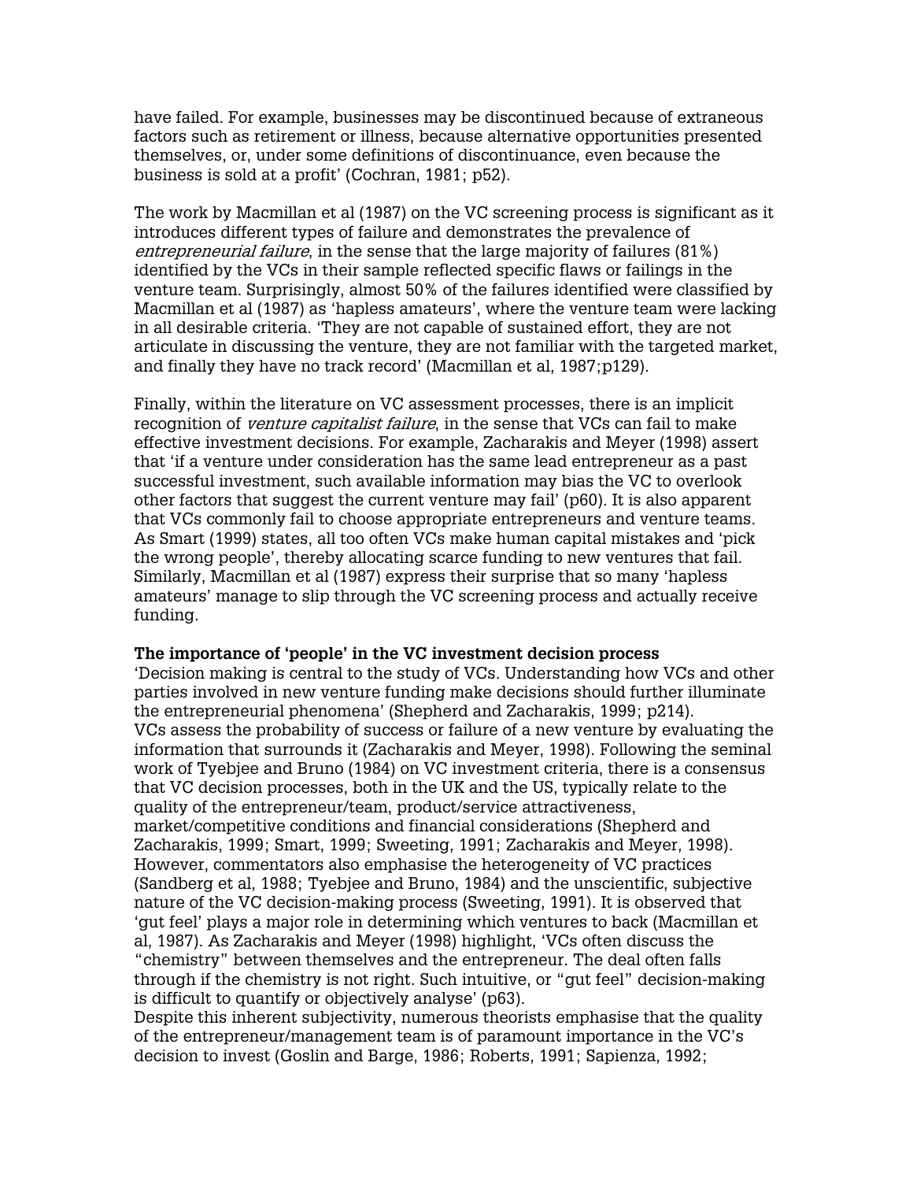have failed. For example, businesses may be discontinued because of extraneous factors such as retirement or illness, because alternative opportunities presented themselves, or, under some definitions of discontinuance, even because the business is sold at a profit' (Cochran, 1981; p52).

The work by Macmillan et al (1987) on the VC screening process is significant as it introduces different types of failure and demonstrates the prevalence of *entrepreneurial failure*, in the sense that the large majority of failures (81%) identified by the VCs in their sample reflected specific flaws or failings in the venture team. Surprisingly, almost 50% of the failures identified were classified by Macmillan et al (1987) as 'hapless amateurs', where the venture team were lacking in all desirable criteria. 'They are not capable of sustained effort, they are not articulate in discussing the venture, they are not familiar with the targeted market, and finally they have no track record' (Macmillan et al, 1987;p129).

Finally, within the literature on VC assessment processes, there is an implicit recognition of *venture capitalist failure*, in the sense that VCs can fail to make effective investment decisions. For example, Zacharakis and Meyer (1998) assert that 'if a venture under consideration has the same lead entrepreneur as a past successful investment, such available information may bias the VC to overlook other factors that suggest the current venture may fail' (p60). It is also apparent that VCs commonly fail to choose appropriate entrepreneurs and venture teams. As Smart (1999) states, all too often VCs make human capital mistakes and 'pick the wrong people', thereby allocating scarce funding to new ventures that fail. Similarly, Macmillan et al (1987) express their surprise that so many 'hapless amateurs' manage to slip through the VC screening process and actually receive funding.

**The importance of 'people' in the VC investment decision process**

'Decision making is central to the study of VCs. Understanding how VCs and other parties involved in new venture funding make decisions should further illuminate the entrepreneurial phenomena' (Shepherd and Zacharakis, 1999; p214).

VCs assess the probability of success or failure of a new venture by evaluating the information that surrounds it (Zacharakis and Meyer, 1998). Following the seminal work of Tyebjee and Bruno (1984) on VC investment criteria, there is a consensus that VC decision processes, both in the UK and the US, typically relate to the quality of the entrepreneur/team, product/service attractiveness, market/competitive conditions and financial considerations (Shepherd and Zacharakis, 1999; Smart, 1999; Sweeting, 1991; Zacharakis and Meyer, 1998). However, commentators also emphasise the heterogeneity of VC practices (Sandberg et al, 1988; Tyebjee and Bruno, 1984) and the unscientific, subjective nature of the VC decision-making process (Sweeting, 1991). It is observed that 'gut feel' plays a major role in determining which ventures to back (Macmillan et al, 1987). As Zacharakis and Meyer (1998) highlight, 'VCs often discuss the "chemistry" between themselves and the entrepreneur. The deal often falls through if the chemistry is not right. Such intuitive, or "gut feel" decision-making is difficult to quantify or objectively analyse' (p63).

Despite this inherent subjectivity, numerous theorists emphasise that the quality of the entrepreneur/management team is of paramount importance in the VC's decision to invest (Goslin and Barge, 1986; Roberts, 1991; Sapienza, 1992;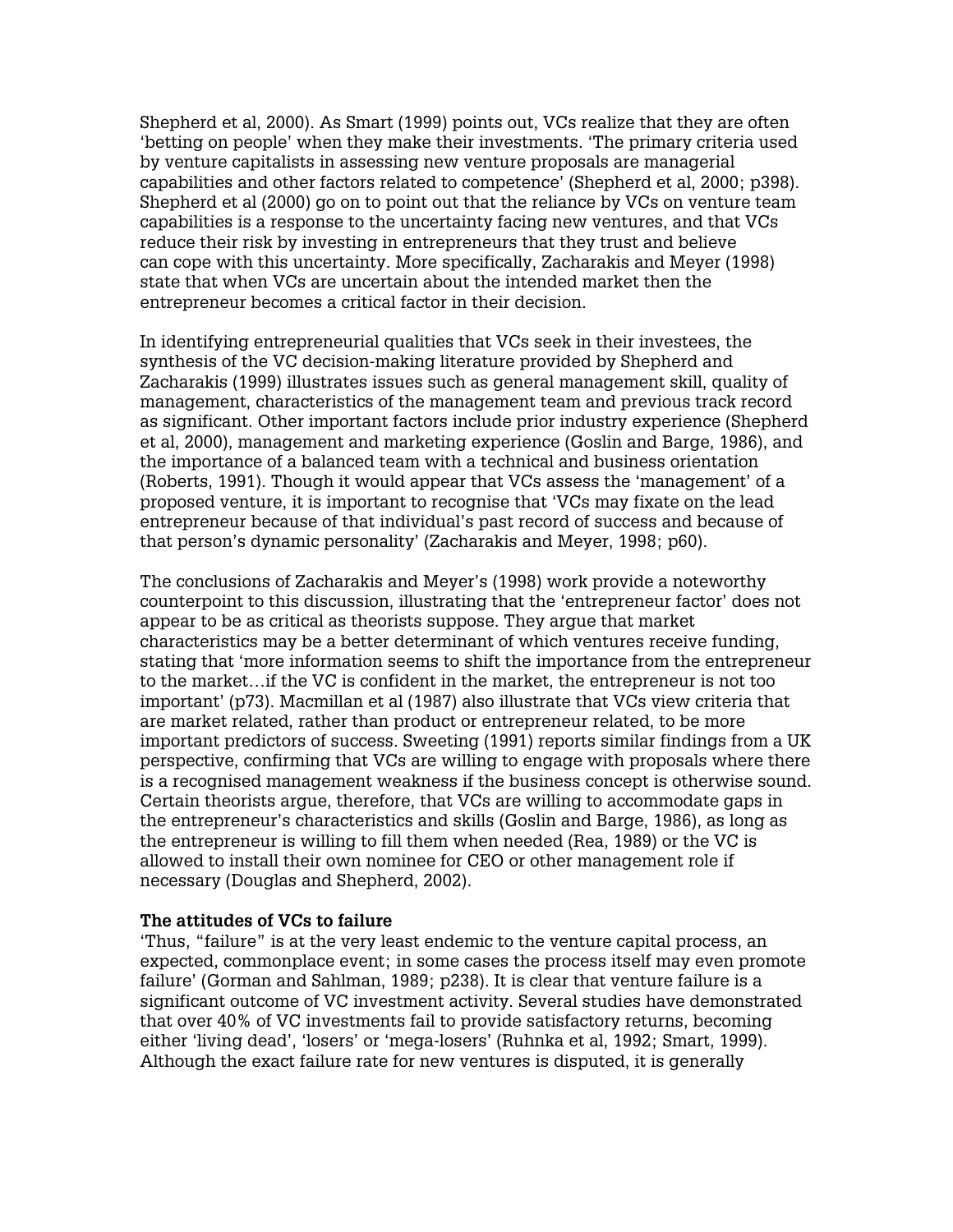Shepherd et al, 2000). As Smart (1999) points out, VCs realize that they are often 'betting on people' when they make their investments. 'The primary criteria used by venture capitalists in assessing new venture proposals are managerial capabilities and other factors related to competence' (Shepherd et al, 2000; p398). Shepherd et al (2000) go on to point out that the reliance by VCs on venture team capabilities is a response to the uncertainty facing new ventures, and that VCs reduce their risk by investing in entrepreneurs that they trust and believe can cope with this uncertainty. More specifically, Zacharakis and Meyer (1998) state that when VCs are uncertain about the intended market then the entrepreneur becomes a critical factor in their decision.

In identifying entrepreneurial qualities that VCs seek in their investees, the synthesis of the VC decision-making literature provided by Shepherd and Zacharakis (1999) illustrates issues such as general management skill, quality of management, characteristics of the management team and previous track record as significant. Other important factors include prior industry experience (Shepherd et al, 2000), management and marketing experience (Goslin and Barge, 1986), and the importance of a balanced team with a technical and business orientation (Roberts, 1991). Though it would appear that VCs assess the 'management' of a proposed venture, it is important to recognise that 'VCs may fixate on the lead entrepreneur because of that individual's past record of success and because of that person's dynamic personality' (Zacharakis and Meyer, 1998; p60).

The conclusions of Zacharakis and Meyer's (1998) work provide a noteworthy counterpoint to this discussion, illustrating that the 'entrepreneur factor' does not appear to be as critical as theorists suppose. They argue that market characteristics may be a better determinant of which ventures receive funding, stating that 'more information seems to shift the importance from the entrepreneur to the market…if the VC is confident in the market, the entrepreneur is not too important' (p73). Macmillan et al (1987) also illustrate that VCs view criteria that are market related, rather than product or entrepreneur related, to be more important predictors of success. Sweeting (1991) reports similar findings from a UK perspective, confirming that VCs are willing to engage with proposals where there is a recognised management weakness if the business concept is otherwise sound. Certain theorists argue, therefore, that VCs are willing to accommodate gaps in the entrepreneur's characteristics and skills (Goslin and Barge, 1986), as long as the entrepreneur is willing to fill them when needed (Rea, 1989) or the VC is allowed to install their own nominee for CEO or other management role if necessary (Douglas and Shepherd, 2002).

**The attitudes of VCs to failure**

'Thus, "failure" is at the very least endemic to the venture capital process, an expected, commonplace event; in some cases the process itself may even promote failure' (Gorman and Sahlman, 1989; p238). It is clear that venture failure is a significant outcome of VC investment activity. Several studies have demonstrated that over 40% of VC investments fail to provide satisfactory returns, becoming either 'living dead', 'losers' or 'mega-losers' (Ruhnka et al, 1992; Smart, 1999). Although the exact failure rate for new ventures is disputed, it is generally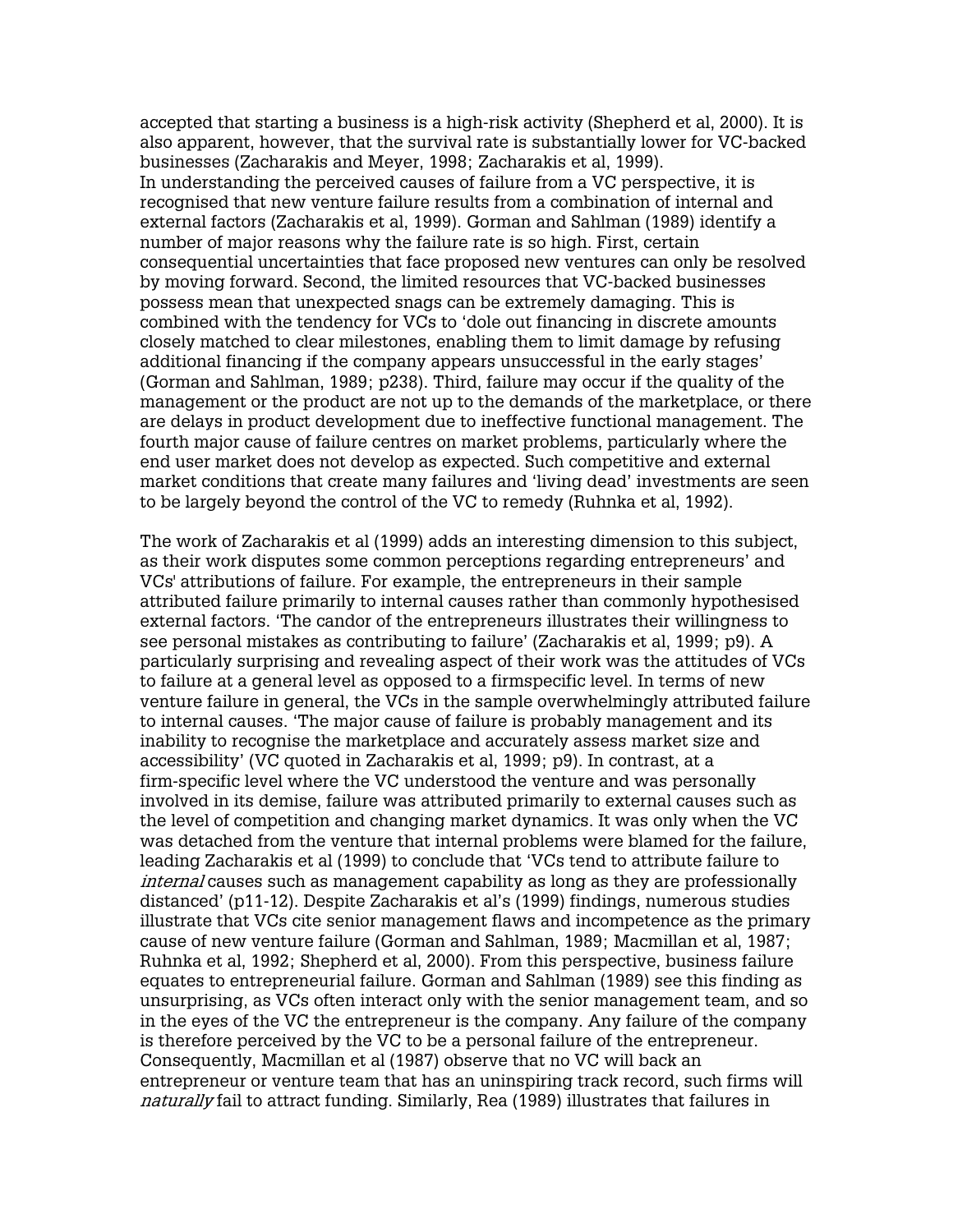accepted that starting a business is a high-risk activity (Shepherd et al, 2000). It is also apparent, however, that the survival rate is substantially lower for VC-backed businesses (Zacharakis and Meyer, 1998; Zacharakis et al, 1999).
In understanding the perceived causes of failure from a VC perspective, it is recognised that new venture failure results from a combination of internal and external factors (Zacharakis et al, 1999). Gorman and Sahlman (1989) identify a number of major reasons why the failure rate is so high. First, certain consequential uncertainties that face proposed new ventures can only be resolved by moving forward. Second, the limited resources that VC-backed businesses possess mean that unexpected snags can be extremely damaging. This is combined with the tendency for VCs to 'dole out financing in discrete amounts closely matched to clear milestones, enabling them to limit damage by refusing additional financing if the company appears unsuccessful in the early stages' (Gorman and Sahlman, 1989; p238). Third, failure may occur if the quality of the management or the product are not up to the demands of the marketplace, or there are delays in product development due to ineffective functional management. The fourth major cause of failure centres on market problems, particularly where the end user market does not develop as expected. Such competitive and external market conditions that create many failures and 'living dead' investments are seen to be largely beyond the control of the VC to remedy (Ruhnka et al, 1992).

The work of Zacharakis et al (1999) adds an interesting dimension to this subject, as their work disputes some common perceptions regarding entrepreneurs' and VCs' attributions of failure. For example, the entrepreneurs in their sample attributed failure primarily to internal causes rather than commonly hypothesised external factors. 'The candor of the entrepreneurs illustrates their willingness to see personal mistakes as contributing to failure' (Zacharakis et al, 1999; p9). A particularly surprising and revealing aspect of their work was the attitudes of VCs to failure at a general level as opposed to a firmspecific level. In terms of new venture failure in general, the VCs in the sample overwhelmingly attributed failure to internal causes. 'The major cause of failure is probably management and its inability to recognise the marketplace and accurately assess market size and accessibility' (VC quoted in Zacharakis et al, 1999; p9). In contrast, at a firm-specific level where the VC understood the venture and was personally involved in its demise, failure was attributed primarily to external causes such as the level of competition and changing market dynamics. It was only when the VC was detached from the venture that internal problems were blamed for the failure, leading Zacharakis et al (1999) to conclude that 'VCs tend to attribute failure to *internal* causes such as management capability as long as they are professionally distanced' (p11-12). Despite Zacharakis et al's (1999) findings, numerous studies illustrate that VCs cite senior management flaws and incompetence as the primary cause of new venture failure (Gorman and Sahlman, 1989; Macmillan et al, 1987; Ruhnka et al, 1992; Shepherd et al, 2000). From this perspective, business failure equates to entrepreneurial failure. Gorman and Sahlman (1989) see this finding as unsurprising, as VCs often interact only with the senior management team, and so in the eyes of the VC the entrepreneur is the company. Any failure of the company is therefore perceived by the VC to be a personal failure of the entrepreneur. Consequently, Macmillan et al (1987) observe that no VC will back an entrepreneur or venture team that has an uninspiring track record, such firms will *naturally* fail to attract funding. Similarly, Rea (1989) illustrates that failures in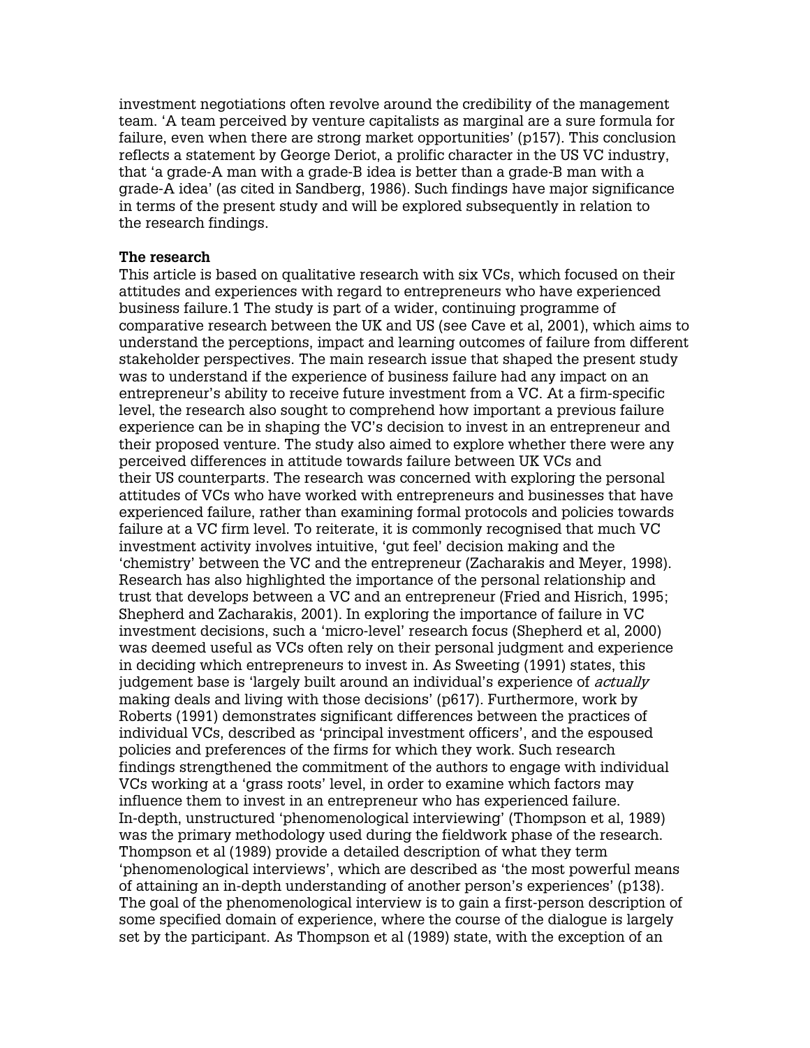investment negotiations often revolve around the credibility of the management team. 'A team perceived by venture capitalists as marginal are a sure formula for failure, even when there are strong market opportunities' (p157). This conclusion reflects a statement by George Deriot, a prolific character in the US VC industry, that 'a grade-A man with a grade-B idea is better than a grade-B man with a grade-A idea' (as cited in Sandberg, 1986). Such findings have major significance in terms of the present study and will be explored subsequently in relation to the research findings.

**The research**

This article is based on qualitative research with six VCs, which focused on their attitudes and experiences with regard to entrepreneurs who have experienced business failure.1 The study is part of a wider, continuing programme of comparative research between the UK and US (see Cave et al, 2001), which aims to understand the perceptions, impact and learning outcomes of failure from different stakeholder perspectives. The main research issue that shaped the present study was to understand if the experience of business failure had any impact on an entrepreneur's ability to receive future investment from a VC. At a firm-specific level, the research also sought to comprehend how important a previous failure experience can be in shaping the VC's decision to invest in an entrepreneur and their proposed venture. The study also aimed to explore whether there were any perceived differences in attitude towards failure between UK VCs and their US counterparts. The research was concerned with exploring the personal attitudes of VCs who have worked with entrepreneurs and businesses that have experienced failure, rather than examining formal protocols and policies towards failure at a VC firm level. To reiterate, it is commonly recognised that much VC investment activity involves intuitive, 'gut feel' decision making and the 'chemistry' between the VC and the entrepreneur (Zacharakis and Meyer, 1998). Research has also highlighted the importance of the personal relationship and trust that develops between a VC and an entrepreneur (Fried and Hisrich, 1995; Shepherd and Zacharakis, 2001). In exploring the importance of failure in VC investment decisions, such a 'micro-level' research focus (Shepherd et al, 2000) was deemed useful as VCs often rely on their personal judgment and experience in deciding which entrepreneurs to invest in. As Sweeting (1991) states, this judgement base is 'largely built around an individual's experience of *actually* making deals and living with those decisions' (p617). Furthermore, work by Roberts (1991) demonstrates significant differences between the practices of individual VCs, described as 'principal investment officers', and the espoused policies and preferences of the firms for which they work. Such research findings strengthened the commitment of the authors to engage with individual VCs working at a 'grass roots' level, in order to examine which factors may influence them to invest in an entrepreneur who has experienced failure.

In-depth, unstructured 'phenomenological interviewing' (Thompson et al, 1989) was the primary methodology used during the fieldwork phase of the research. Thompson et al (1989) provide a detailed description of what they term 'phenomenological interviews', which are described as 'the most powerful means of attaining an in-depth understanding of another person's experiences' (p138). The goal of the phenomenological interview is to gain a first-person description of some specified domain of experience, where the course of the dialogue is largely set by the participant. As Thompson et al (1989) state, with the exception of an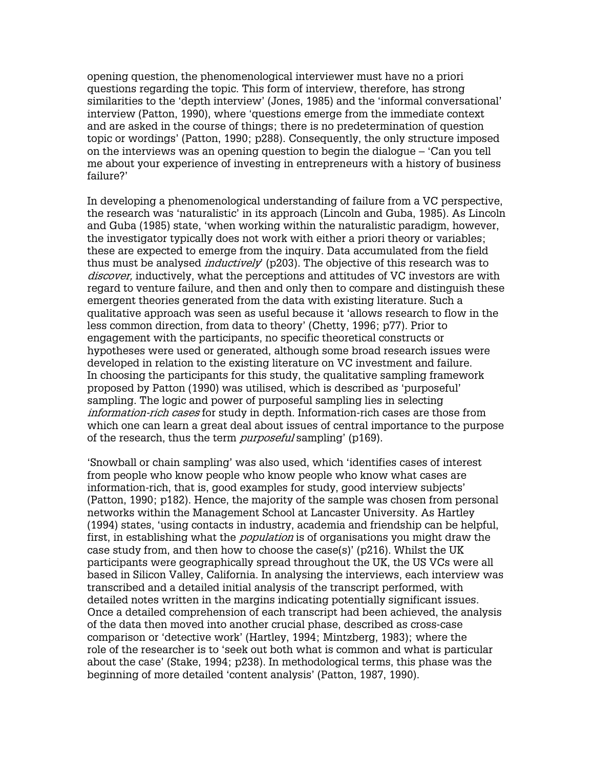opening question, the phenomenological interviewer must have no a priori questions regarding the topic. This form of interview, therefore, has strong similarities to the 'depth interview' (Jones, 1985) and the 'informal conversational' interview (Patton, 1990), where 'questions emerge from the immediate context and are asked in the course of things; there is no predetermination of question topic or wordings' (Patton, 1990; p288). Consequently, the only structure imposed on the interviews was an opening question to begin the dialogue – 'Can you tell me about your experience of investing in entrepreneurs with a history of business failure?'

In developing a phenomenological understanding of failure from a VC perspective, the research was 'naturalistic' in its approach (Lincoln and Guba, 1985). As Lincoln and Guba (1985) state, 'when working within the naturalistic paradigm, however, the investigator typically does not work with either a priori theory or variables; these are expected to emerge from the inquiry. Data accumulated from the field thus must be analysed *inductively*' (p203). The objective of this research was to *discover,* inductively, what the perceptions and attitudes of VC investors are with regard to venture failure, and then and only then to compare and distinguish these emergent theories generated from the data with existing literature. Such a qualitative approach was seen as useful because it 'allows research to flow in the less common direction, from data to theory' (Chetty, 1996; p77). Prior to engagement with the participants, no specific theoretical constructs or hypotheses were used or generated, although some broad research issues were developed in relation to the existing literature on VC investment and failure. In choosing the participants for this study, the qualitative sampling framework proposed by Patton (1990) was utilised, which is described as 'purposeful' sampling. The logic and power of purposeful sampling lies in selecting *information-rich cases* for study in depth. Information-rich cases are those from which one can learn a great deal about issues of central importance to the purpose of the research, thus the term *purposeful* sampling' (p169).

'Snowball or chain sampling' was also used, which 'identifies cases of interest from people who know people who know people who know what cases are information-rich, that is, good examples for study, good interview subjects' (Patton, 1990; p182). Hence, the majority of the sample was chosen from personal networks within the Management School at Lancaster University. As Hartley (1994) states, 'using contacts in industry, academia and friendship can be helpful, first, in establishing what the *population* is of organisations you might draw the case study from, and then how to choose the case(s)' (p216). Whilst the UK participants were geographically spread throughout the UK, the US VCs were all based in Silicon Valley, California. In analysing the interviews, each interview was transcribed and a detailed initial analysis of the transcript performed, with detailed notes written in the margins indicating potentially significant issues. Once a detailed comprehension of each transcript had been achieved, the analysis of the data then moved into another crucial phase, described as cross-case comparison or 'detective work' (Hartley, 1994; Mintzberg, 1983); where the role of the researcher is to 'seek out both what is common and what is particular about the case' (Stake, 1994; p238). In methodological terms, this phase was the beginning of more detailed 'content analysis' (Patton, 1987, 1990).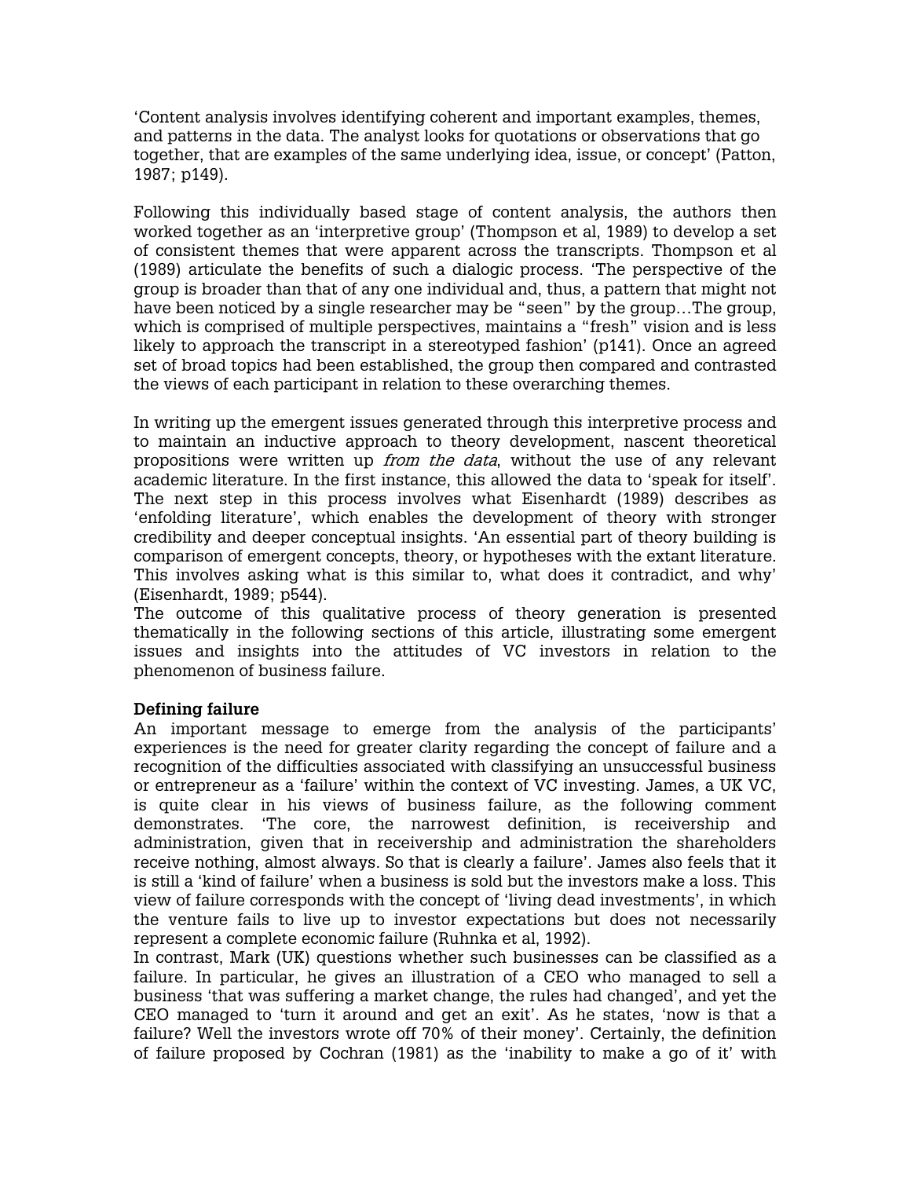'Content analysis involves identifying coherent and important examples, themes, and patterns in the data. The analyst looks for quotations or observations that go together, that are examples of the same underlying idea, issue, or concept' (Patton, 1987; p149).

Following this individually based stage of content analysis, the authors then worked together as an 'interpretive group' (Thompson et al, 1989) to develop a set of consistent themes that were apparent across the transcripts. Thompson et al (1989) articulate the benefits of such a dialogic process. 'The perspective of the group is broader than that of any one individual and, thus, a pattern that might not have been noticed by a single researcher may be "seen" by the group…The group, which is comprised of multiple perspectives, maintains a "fresh" vision and is less likely to approach the transcript in a stereotyped fashion' (p141). Once an agreed set of broad topics had been established, the group then compared and contrasted the views of each participant in relation to these overarching themes.

In writing up the emergent issues generated through this interpretive process and to maintain an inductive approach to theory development, nascent theoretical propositions were written up *from the data*, without the use of any relevant academic literature. In the first instance, this allowed the data to 'speak for itself'. The next step in this process involves what Eisenhardt (1989) describes as 'enfolding literature', which enables the development of theory with stronger credibility and deeper conceptual insights. 'An essential part of theory building is comparison of emergent concepts, theory, or hypotheses with the extant literature. This involves asking what is this similar to, what does it contradict, and why' (Eisenhardt, 1989; p544).

The outcome of this qualitative process of theory generation is presented thematically in the following sections of this article, illustrating some emergent issues and insights into the attitudes of VC investors in relation to the phenomenon of business failure.

**Defining failure**

An important message to emerge from the analysis of the participants' experiences is the need for greater clarity regarding the concept of failure and a recognition of the difficulties associated with classifying an unsuccessful business or entrepreneur as a 'failure' within the context of VC investing. James, a UK VC, is quite clear in his views of business failure, as the following comment demonstrates. 'The core, the narrowest definition, is receivership and administration, given that in receivership and administration the shareholders receive nothing, almost always. So that is clearly a failure'. James also feels that it is still a 'kind of failure' when a business is sold but the investors make a loss. This view of failure corresponds with the concept of 'living dead investments', in which the venture fails to live up to investor expectations but does not necessarily represent a complete economic failure (Ruhnka et al, 1992).

In contrast, Mark (UK) questions whether such businesses can be classified as a failure. In particular, he gives an illustration of a CEO who managed to sell a business 'that was suffering a market change, the rules had changed', and yet the CEO managed to 'turn it around and get an exit'. As he states, 'now is that a failure? Well the investors wrote off 70% of their money'. Certainly, the definition of failure proposed by Cochran (1981) as the 'inability to make a go of it' with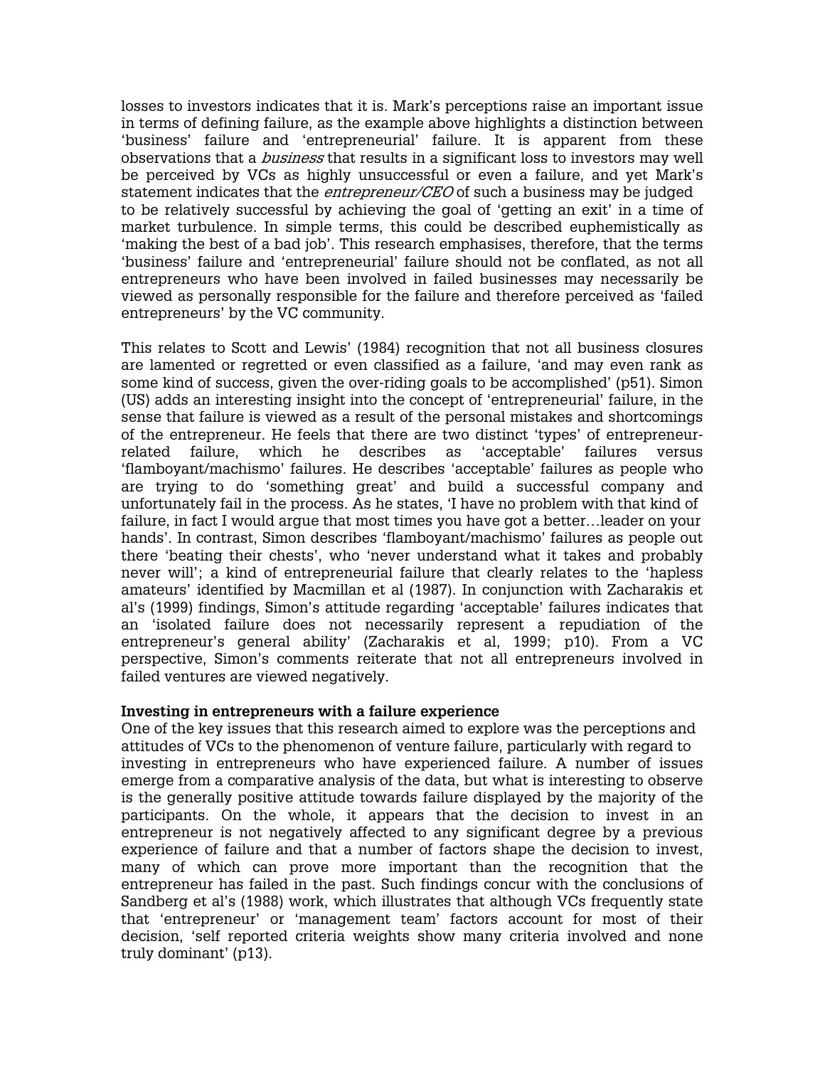losses to investors indicates that it is. Mark's perceptions raise an important issue in terms of defining failure, as the example above highlights a distinction between 'business' failure and 'entrepreneurial' failure. It is apparent from these observations that a *business* that results in a significant loss to investors may well be perceived by VCs as highly unsuccessful or even a failure, and yet Mark's statement indicates that the *entrepreneur/CEO* of such a business may be judged to be relatively successful by achieving the goal of 'getting an exit' in a time of market turbulence. In simple terms, this could be described euphemistically as 'making the best of a bad job'. This research emphasises, therefore, that the terms 'business' failure and 'entrepreneurial' failure should not be conflated, as not all entrepreneurs who have been involved in failed businesses may necessarily be viewed as personally responsible for the failure and therefore perceived as 'failed entrepreneurs' by the VC community.

This relates to Scott and Lewis' (1984) recognition that not all business closures are lamented or regretted or even classified as a failure, 'and may even rank as some kind of success, given the over-riding goals to be accomplished' (p51). Simon (US) adds an interesting insight into the concept of 'entrepreneurial' failure, in the sense that failure is viewed as a result of the personal mistakes and shortcomings of the entrepreneur. He feels that there are two distinct 'types' of entrepreneur-related failure, which he describes as 'acceptable' failures versus 'flamboyant/machismo' failures. He describes 'acceptable' failures as people who are trying to do 'something great' and build a successful company and unfortunately fail in the process. As he states, 'I have no problem with that kind of failure, in fact I would argue that most times you have got a better…leader on your hands'. In contrast, Simon describes 'flamboyant/machismo' failures as people out there 'beating their chests', who 'never understand what it takes and probably never will'; a kind of entrepreneurial failure that clearly relates to the 'hapless amateurs' identified by Macmillan et al (1987). In conjunction with Zacharakis et al's (1999) findings, Simon's attitude regarding 'acceptable' failures indicates that an 'isolated failure does not necessarily represent a repudiation of the entrepreneur's general ability' (Zacharakis et al, 1999; p10). From a VC perspective, Simon's comments reiterate that not all entrepreneurs involved in failed ventures are viewed negatively.

**Investing in entrepreneurs with a failure experience**

One of the key issues that this research aimed to explore was the perceptions and attitudes of VCs to the phenomenon of venture failure, particularly with regard to investing in entrepreneurs who have experienced failure. A number of issues emerge from a comparative analysis of the data, but what is interesting to observe is the generally positive attitude towards failure displayed by the majority of the participants. On the whole, it appears that the decision to invest in an entrepreneur is not negatively affected to any significant degree by a previous experience of failure and that a number of factors shape the decision to invest, many of which can prove more important than the recognition that the entrepreneur has failed in the past. Such findings concur with the conclusions of Sandberg et al's (1988) work, which illustrates that although VCs frequently state that 'entrepreneur' or 'management team' factors account for most of their decision, 'self reported criteria weights show many criteria involved and none truly dominant' (p13).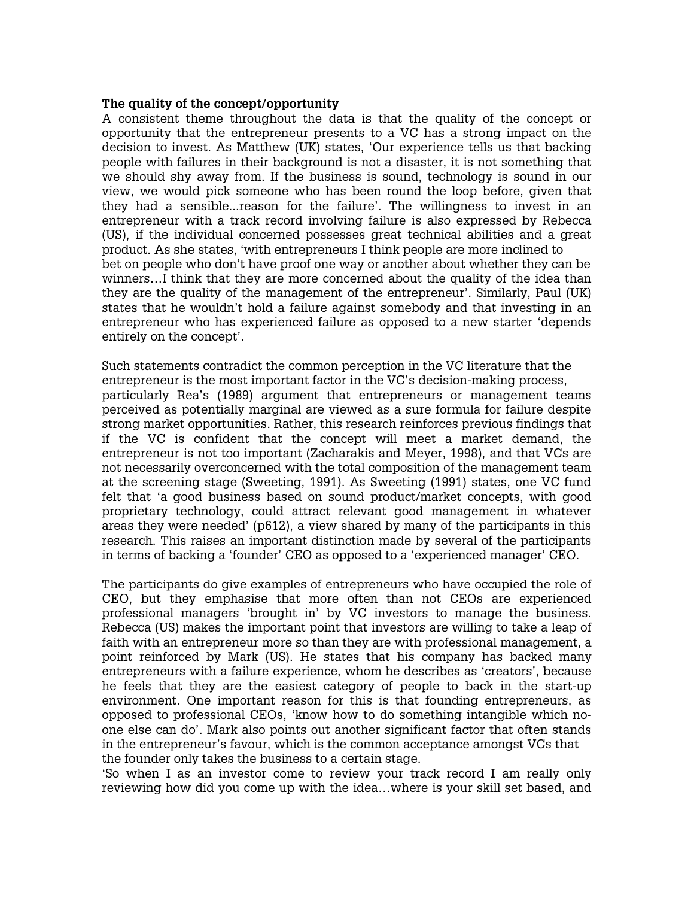**The quality of the concept/opportunity**

A consistent theme throughout the data is that the quality of the concept or opportunity that the entrepreneur presents to a VC has a strong impact on the decision to invest. As Matthew (UK) states, 'Our experience tells us that backing people with failures in their background is not a disaster, it is not something that we should shy away from. If the business is sound, technology is sound in our view, we would pick someone who has been round the loop before, given that they had a sensible...reason for the failure'. The willingness to invest in an entrepreneur with a track record involving failure is also expressed by Rebecca (US), if the individual concerned possesses great technical abilities and a great product. As she states, 'with entrepreneurs I think people are more inclined to bet on people who don't have proof one way or another about whether they can be winners…I think that they are more concerned about the quality of the idea than they are the quality of the management of the entrepreneur'. Similarly, Paul (UK) states that he wouldn't hold a failure against somebody and that investing in an entrepreneur who has experienced failure as opposed to a new starter 'depends entirely on the concept'.

Such statements contradict the common perception in the VC literature that the entrepreneur is the most important factor in the VC's decision-making process, particularly Rea's (1989) argument that entrepreneurs or management teams perceived as potentially marginal are viewed as a sure formula for failure despite strong market opportunities. Rather, this research reinforces previous findings that if the VC is confident that the concept will meet a market demand, the entrepreneur is not too important (Zacharakis and Meyer, 1998), and that VCs are not necessarily overconcerned with the total composition of the management team at the screening stage (Sweeting, 1991). As Sweeting (1991) states, one VC fund felt that 'a good business based on sound product/market concepts, with good proprietary technology, could attract relevant good management in whatever areas they were needed' (p612), a view shared by many of the participants in this research. This raises an important distinction made by several of the participants in terms of backing a 'founder' CEO as opposed to a 'experienced manager' CEO.

The participants do give examples of entrepreneurs who have occupied the role of CEO, but they emphasise that more often than not CEOs are experienced professional managers 'brought in' by VC investors to manage the business. Rebecca (US) makes the important point that investors are willing to take a leap of faith with an entrepreneur more so than they are with professional management, a point reinforced by Mark (US). He states that his company has backed many entrepreneurs with a failure experience, whom he describes as 'creators', because he feels that they are the easiest category of people to back in the start-up environment. One important reason for this is that founding entrepreneurs, as opposed to professional CEOs, 'know how to do something intangible which no-one else can do'. Mark also points out another significant factor that often stands in the entrepreneur's favour, which is the common acceptance amongst VCs that the founder only takes the business to a certain stage.

'So when I as an investor come to review your track record I am really only reviewing how did you come up with the idea…where is your skill set based, and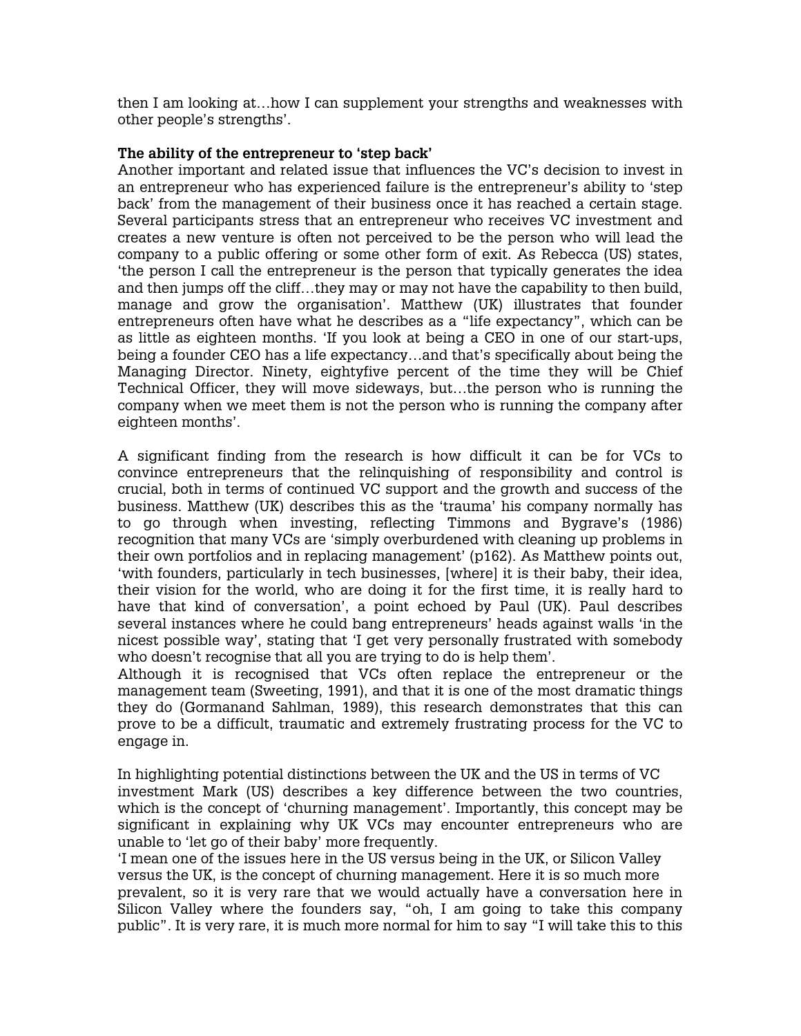then I am looking at…how I can supplement your strengths and weaknesses with other people's strengths'.

**The ability of the entrepreneur to 'step back'**

Another important and related issue that influences the VC's decision to invest in an entrepreneur who has experienced failure is the entrepreneur's ability to 'step back' from the management of their business once it has reached a certain stage. Several participants stress that an entrepreneur who receives VC investment and creates a new venture is often not perceived to be the person who will lead the company to a public offering or some other form of exit. As Rebecca (US) states, 'the person I call the entrepreneur is the person that typically generates the idea and then jumps off the cliff…they may or may not have the capability to then build, manage and grow the organisation'. Matthew (UK) illustrates that founder entrepreneurs often have what he describes as a "life expectancy", which can be as little as eighteen months. 'If you look at being a CEO in one of our start-ups, being a founder CEO has a life expectancy…and that's specifically about being the Managing Director. Ninety, eightyfive percent of the time they will be Chief Technical Officer, they will move sideways, but…the person who is running the company when we meet them is not the person who is running the company after eighteen months'.

A significant finding from the research is how difficult it can be for VCs to convince entrepreneurs that the relinquishing of responsibility and control is crucial, both in terms of continued VC support and the growth and success of the business. Matthew (UK) describes this as the 'trauma' his company normally has to go through when investing, reflecting Timmons and Bygrave's (1986) recognition that many VCs are 'simply overburdened with cleaning up problems in their own portfolios and in replacing management' (p162). As Matthew points out, 'with founders, particularly in tech businesses, [where] it is their baby, their idea, their vision for the world, who are doing it for the first time, it is really hard to have that kind of conversation', a point echoed by Paul (UK). Paul describes several instances where he could bang entrepreneurs' heads against walls 'in the nicest possible way', stating that 'I get very personally frustrated with somebody who doesn't recognise that all you are trying to do is help them'.

Although it is recognised that VCs often replace the entrepreneur or the management team (Sweeting, 1991), and that it is one of the most dramatic things they do (Gormanand Sahlman, 1989), this research demonstrates that this can prove to be a difficult, traumatic and extremely frustrating process for the VC to engage in.

In highlighting potential distinctions between the UK and the US in terms of VC investment Mark (US) describes a key difference between the two countries, which is the concept of 'churning management'. Importantly, this concept may be significant in explaining why UK VCs may encounter entrepreneurs who are unable to 'let go of their baby' more frequently.

'I mean one of the issues here in the US versus being in the UK, or Silicon Valley versus the UK, is the concept of churning management. Here it is so much more prevalent, so it is very rare that we would actually have a conversation here in Silicon Valley where the founders say, "oh, I am going to take this company public". It is very rare, it is much more normal for him to say "I will take this to this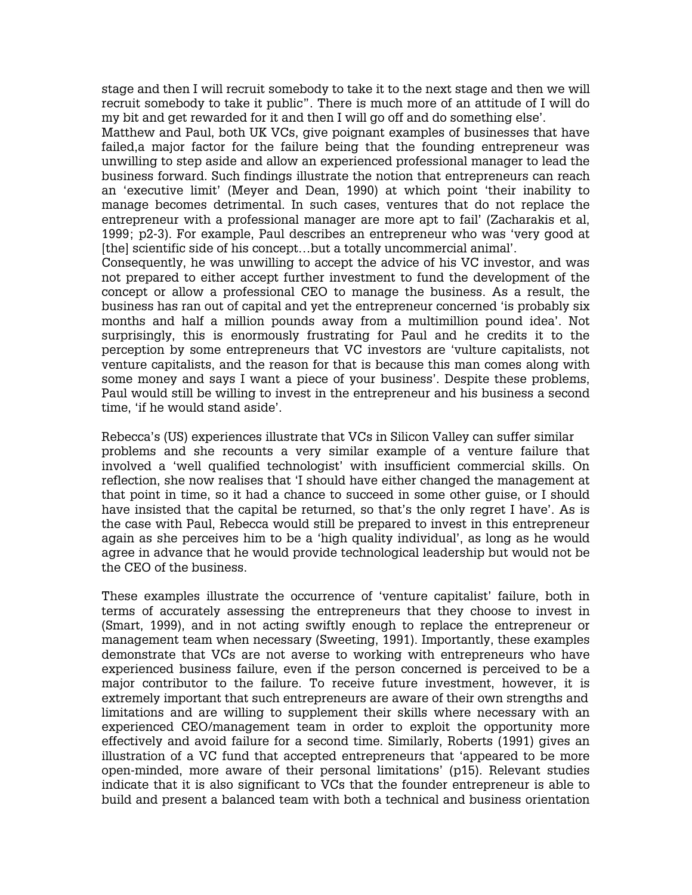stage and then I will recruit somebody to take it to the next stage and then we will recruit somebody to take it public". There is much more of an attitude of I will do my bit and get rewarded for it and then I will go off and do something else'.

Matthew and Paul, both UK VCs, give poignant examples of businesses that have failed,a major factor for the failure being that the founding entrepreneur was unwilling to step aside and allow an experienced professional manager to lead the business forward. Such findings illustrate the notion that entrepreneurs can reach an 'executive limit' (Meyer and Dean, 1990) at which point 'their inability to manage becomes detrimental. In such cases, ventures that do not replace the entrepreneur with a professional manager are more apt to fail' (Zacharakis et al, 1999; p2-3). For example, Paul describes an entrepreneur who was 'very good at [the] scientific side of his concept…but a totally uncommercial animal'.

Consequently, he was unwilling to accept the advice of his VC investor, and was not prepared to either accept further investment to fund the development of the concept or allow a professional CEO to manage the business. As a result, the business has ran out of capital and yet the entrepreneur concerned 'is probably six months and half a million pounds away from a multimillion pound idea'. Not surprisingly, this is enormously frustrating for Paul and he credits it to the perception by some entrepreneurs that VC investors are 'vulture capitalists, not venture capitalists, and the reason for that is because this man comes along with some money and says I want a piece of your business'. Despite these problems, Paul would still be willing to invest in the entrepreneur and his business a second time, 'if he would stand aside'.

Rebecca's (US) experiences illustrate that VCs in Silicon Valley can suffer similar problems and she recounts a very similar example of a venture failure that involved a 'well qualified technologist' with insufficient commercial skills. On reflection, she now realises that 'I should have either changed the management at that point in time, so it had a chance to succeed in some other guise, or I should have insisted that the capital be returned, so that's the only regret I have'. As is the case with Paul, Rebecca would still be prepared to invest in this entrepreneur again as she perceives him to be a 'high quality individual', as long as he would agree in advance that he would provide technological leadership but would not be the CEO of the business.

These examples illustrate the occurrence of 'venture capitalist' failure, both in terms of accurately assessing the entrepreneurs that they choose to invest in (Smart, 1999), and in not acting swiftly enough to replace the entrepreneur or management team when necessary (Sweeting, 1991). Importantly, these examples demonstrate that VCs are not averse to working with entrepreneurs who have experienced business failure, even if the person concerned is perceived to be a major contributor to the failure. To receive future investment, however, it is extremely important that such entrepreneurs are aware of their own strengths and limitations and are willing to supplement their skills where necessary with an experienced CEO/management team in order to exploit the opportunity more effectively and avoid failure for a second time. Similarly, Roberts (1991) gives an illustration of a VC fund that accepted entrepreneurs that 'appeared to be more open-minded, more aware of their personal limitations' (p15). Relevant studies indicate that it is also significant to VCs that the founder entrepreneur is able to build and present a balanced team with both a technical and business orientation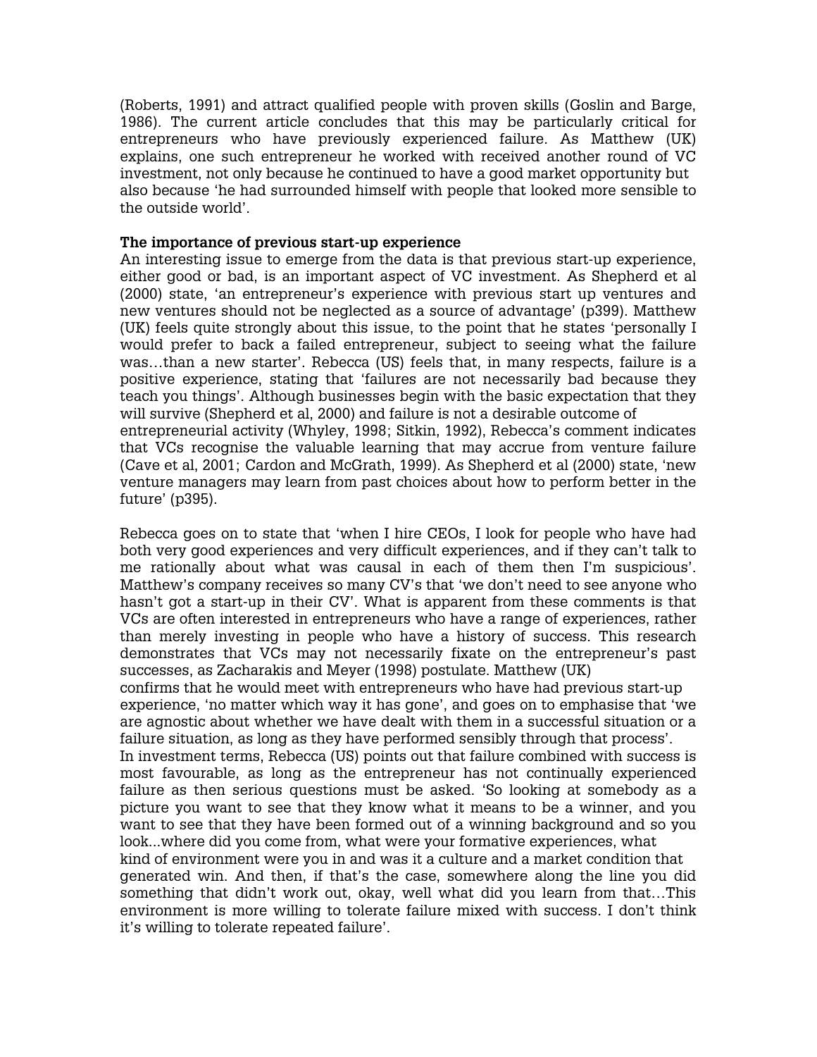(Roberts, 1991) and attract qualified people with proven skills (Goslin and Barge, 1986). The current article concludes that this may be particularly critical for entrepreneurs who have previously experienced failure. As Matthew (UK) explains, one such entrepreneur he worked with received another round of VC investment, not only because he continued to have a good market opportunity but also because 'he had surrounded himself with people that looked more sensible to the outside world'.

**The importance of previous start-up experience**

An interesting issue to emerge from the data is that previous start-up experience, either good or bad, is an important aspect of VC investment. As Shepherd et al (2000) state, 'an entrepreneur's experience with previous start up ventures and new ventures should not be neglected as a source of advantage' (p399). Matthew (UK) feels quite strongly about this issue, to the point that he states 'personally I would prefer to back a failed entrepreneur, subject to seeing what the failure was…than a new starter'. Rebecca (US) feels that, in many respects, failure is a positive experience, stating that 'failures are not necessarily bad because they teach you things'. Although businesses begin with the basic expectation that they will survive (Shepherd et al, 2000) and failure is not a desirable outcome of entrepreneurial activity (Whyley, 1998; Sitkin, 1992), Rebecca's comment indicates that VCs recognise the valuable learning that may accrue from venture failure (Cave et al, 2001; Cardon and McGrath, 1999). As Shepherd et al (2000) state, 'new venture managers may learn from past choices about how to perform better in the future' (p395).

Rebecca goes on to state that 'when I hire CEOs, I look for people who have had both very good experiences and very difficult experiences, and if they can't talk to me rationally about what was causal in each of them then I'm suspicious'. Matthew's company receives so many CV's that 'we don't need to see anyone who hasn't got a start-up in their CV'. What is apparent from these comments is that VCs are often interested in entrepreneurs who have a range of experiences, rather than merely investing in people who have a history of success. This research demonstrates that VCs may not necessarily fixate on the entrepreneur's past successes, as Zacharakis and Meyer (1998) postulate. Matthew (UK) confirms that he would meet with entrepreneurs who have had previous start-up experience, 'no matter which way it has gone', and goes on to emphasise that 'we are agnostic about whether we have dealt with them in a successful situation or a failure situation, as long as they have performed sensibly through that process'. In investment terms, Rebecca (US) points out that failure combined with success is most favourable, as long as the entrepreneur has not continually experienced failure as then serious questions must be asked. 'So looking at somebody as a picture you want to see that they know what it means to be a winner, and you want to see that they have been formed out of a winning background and so you look...where did you come from, what were your formative experiences, what kind of environment were you in and was it a culture and a market condition that generated win. And then, if that's the case, somewhere along the line you did something that didn't work out, okay, well what did you learn from that…This environment is more willing to tolerate failure mixed with success. I don't think it's willing to tolerate repeated failure'.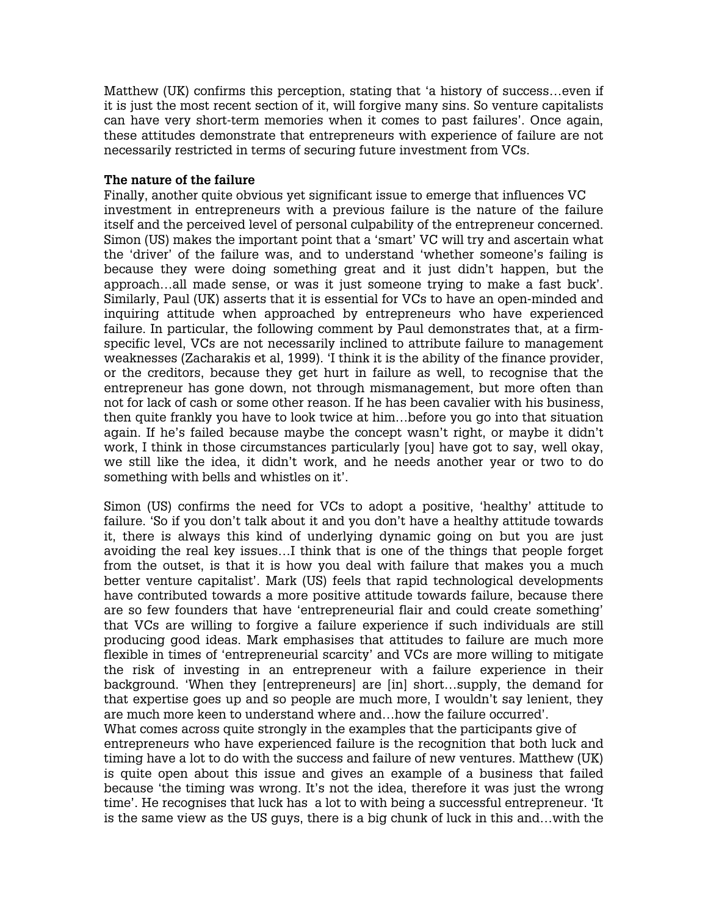Matthew (UK) confirms this perception, stating that 'a history of success…even if it is just the most recent section of it, will forgive many sins. So venture capitalists can have very short-term memories when it comes to past failures'. Once again, these attitudes demonstrate that entrepreneurs with experience of failure are not necessarily restricted in terms of securing future investment from VCs.

**The nature of the failure**

Finally, another quite obvious yet significant issue to emerge that influences VC investment in entrepreneurs with a previous failure is the nature of the failure itself and the perceived level of personal culpability of the entrepreneur concerned. Simon (US) makes the important point that a 'smart' VC will try and ascertain what the 'driver' of the failure was, and to understand 'whether someone's failing is because they were doing something great and it just didn't happen, but the approach…all made sense, or was it just someone trying to make a fast buck'. Similarly, Paul (UK) asserts that it is essential for VCs to have an open-minded and inquiring attitude when approached by entrepreneurs who have experienced failure. In particular, the following comment by Paul demonstrates that, at a firm-specific level, VCs are not necessarily inclined to attribute failure to management weaknesses (Zacharakis et al, 1999). 'I think it is the ability of the finance provider, or the creditors, because they get hurt in failure as well, to recognise that the entrepreneur has gone down, not through mismanagement, but more often than not for lack of cash or some other reason. If he has been cavalier with his business, then quite frankly you have to look twice at him…before you go into that situation again. If he's failed because maybe the concept wasn't right, or maybe it didn't work, I think in those circumstances particularly [you] have got to say, well okay, we still like the idea, it didn't work, and he needs another year or two to do something with bells and whistles on it'.

Simon (US) confirms the need for VCs to adopt a positive, 'healthy' attitude to failure. 'So if you don't talk about it and you don't have a healthy attitude towards it, there is always this kind of underlying dynamic going on but you are just avoiding the real key issues…I think that is one of the things that people forget from the outset, is that it is how you deal with failure that makes you a much better venture capitalist'. Mark (US) feels that rapid technological developments have contributed towards a more positive attitude towards failure, because there are so few founders that have 'entrepreneurial flair and could create something' that VCs are willing to forgive a failure experience if such individuals are still producing good ideas. Mark emphasises that attitudes to failure are much more flexible in times of 'entrepreneurial scarcity' and VCs are more willing to mitigate the risk of investing in an entrepreneur with a failure experience in their background. 'When they [entrepreneurs] are [in] short…supply, the demand for that expertise goes up and so people are much more, I wouldn't say lenient, they are much more keen to understand where and…how the failure occurred'.

What comes across quite strongly in the examples that the participants give of entrepreneurs who have experienced failure is the recognition that both luck and timing have a lot to do with the success and failure of new ventures. Matthew (UK) is quite open about this issue and gives an example of a business that failed because 'the timing was wrong. It's not the idea, therefore it was just the wrong time'. He recognises that luck has a lot to with being a successful entrepreneur. 'It is the same view as the US guys, there is a big chunk of luck in this and…with the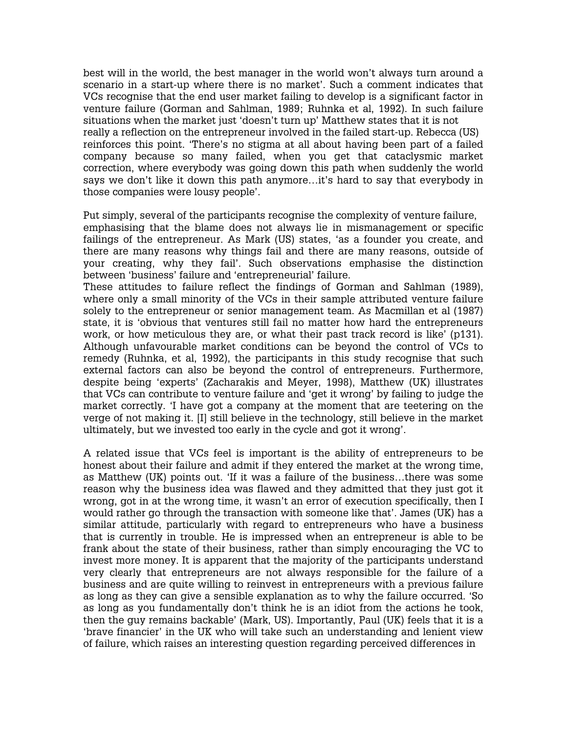best will in the world, the best manager in the world won't always turn around a scenario in a start-up where there is no market'. Such a comment indicates that VCs recognise that the end user market failing to develop is a significant factor in venture failure (Gorman and Sahlman, 1989; Ruhnka et al, 1992). In such failure situations when the market just 'doesn't turn up' Matthew states that it is not really a reflection on the entrepreneur involved in the failed start-up. Rebecca (US) reinforces this point. 'There's no stigma at all about having been part of a failed company because so many failed, when you get that cataclysmic market correction, where everybody was going down this path when suddenly the world says we don't like it down this path anymore…it's hard to say that everybody in those companies were lousy people'.

Put simply, several of the participants recognise the complexity of venture failure, emphasising that the blame does not always lie in mismanagement or specific failings of the entrepreneur. As Mark (US) states, 'as a founder you create, and there are many reasons why things fail and there are many reasons, outside of your creating, why they fail'. Such observations emphasise the distinction between 'business' failure and 'entrepreneurial' failure.

These attitudes to failure reflect the findings of Gorman and Sahlman (1989), where only a small minority of the VCs in their sample attributed venture failure solely to the entrepreneur or senior management team. As Macmillan et al (1987) state, it is 'obvious that ventures still fail no matter how hard the entrepreneurs work, or how meticulous they are, or what their past track record is like' (p131). Although unfavourable market conditions can be beyond the control of VCs to remedy (Ruhnka, et al, 1992), the participants in this study recognise that such external factors can also be beyond the control of entrepreneurs. Furthermore, despite being 'experts' (Zacharakis and Meyer, 1998), Matthew (UK) illustrates that VCs can contribute to venture failure and 'get it wrong' by failing to judge the market correctly. 'I have got a company at the moment that are teetering on the verge of not making it. [I] still believe in the technology, still believe in the market ultimately, but we invested too early in the cycle and got it wrong'.

A related issue that VCs feel is important is the ability of entrepreneurs to be honest about their failure and admit if they entered the market at the wrong time, as Matthew (UK) points out. 'If it was a failure of the business…there was some reason why the business idea was flawed and they admitted that they just got it wrong, got in at the wrong time, it wasn't an error of execution specifically, then I would rather go through the transaction with someone like that'. James (UK) has a similar attitude, particularly with regard to entrepreneurs who have a business that is currently in trouble. He is impressed when an entrepreneur is able to be frank about the state of their business, rather than simply encouraging the VC to invest more money. It is apparent that the majority of the participants understand very clearly that entrepreneurs are not always responsible for the failure of a business and are quite willing to reinvest in entrepreneurs with a previous failure as long as they can give a sensible explanation as to why the failure occurred. 'So as long as you fundamentally don't think he is an idiot from the actions he took, then the guy remains backable' (Mark, US). Importantly, Paul (UK) feels that it is a 'brave financier' in the UK who will take such an understanding and lenient view of failure, which raises an interesting question regarding perceived differences in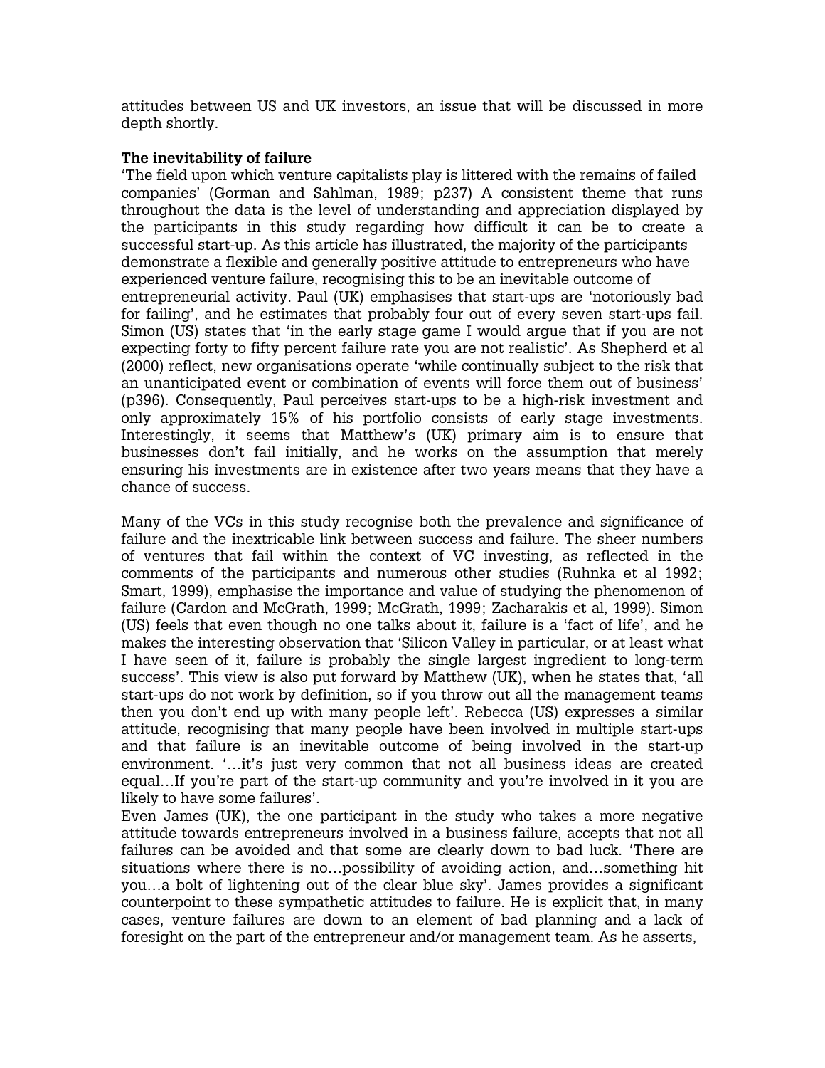attitudes between US and UK investors, an issue that will be discussed in more depth shortly.

**The inevitability of failure**

'The field upon which venture capitalists play is littered with the remains of failed companies' (Gorman and Sahlman, 1989; p237) A consistent theme that runs throughout the data is the level of understanding and appreciation displayed by the participants in this study regarding how difficult it can be to create a successful start-up. As this article has illustrated, the majority of the participants demonstrate a flexible and generally positive attitude to entrepreneurs who have experienced venture failure, recognising this to be an inevitable outcome of entrepreneurial activity. Paul (UK) emphasises that start-ups are 'notoriously bad for failing', and he estimates that probably four out of every seven start-ups fail. Simon (US) states that 'in the early stage game I would argue that if you are not expecting forty to fifty percent failure rate you are not realistic'. As Shepherd et al (2000) reflect, new organisations operate 'while continually subject to the risk that an unanticipated event or combination of events will force them out of business' (p396). Consequently, Paul perceives start-ups to be a high-risk investment and only approximately 15% of his portfolio consists of early stage investments. Interestingly, it seems that Matthew's (UK) primary aim is to ensure that businesses don't fail initially, and he works on the assumption that merely ensuring his investments are in existence after two years means that they have a chance of success.

Many of the VCs in this study recognise both the prevalence and significance of failure and the inextricable link between success and failure. The sheer numbers of ventures that fail within the context of VC investing, as reflected in the comments of the participants and numerous other studies (Ruhnka et al 1992; Smart, 1999), emphasise the importance and value of studying the phenomenon of failure (Cardon and McGrath, 1999; McGrath, 1999; Zacharakis et al, 1999). Simon (US) feels that even though no one talks about it, failure is a 'fact of life', and he makes the interesting observation that 'Silicon Valley in particular, or at least what I have seen of it, failure is probably the single largest ingredient to long-term success'. This view is also put forward by Matthew (UK), when he states that, 'all start-ups do not work by definition, so if you throw out all the management teams then you don't end up with many people left'. Rebecca (US) expresses a similar attitude, recognising that many people have been involved in multiple start-ups and that failure is an inevitable outcome of being involved in the start-up environment. '…it's just very common that not all business ideas are created equal…If you're part of the start-up community and you're involved in it you are likely to have some failures'.

Even James (UK), the one participant in the study who takes a more negative attitude towards entrepreneurs involved in a business failure, accepts that not all failures can be avoided and that some are clearly down to bad luck. 'There are situations where there is no…possibility of avoiding action, and…something hit you…a bolt of lightening out of the clear blue sky'. James provides a significant counterpoint to these sympathetic attitudes to failure. He is explicit that, in many cases, venture failures are down to an element of bad planning and a lack of foresight on the part of the entrepreneur and/or management team. As he asserts,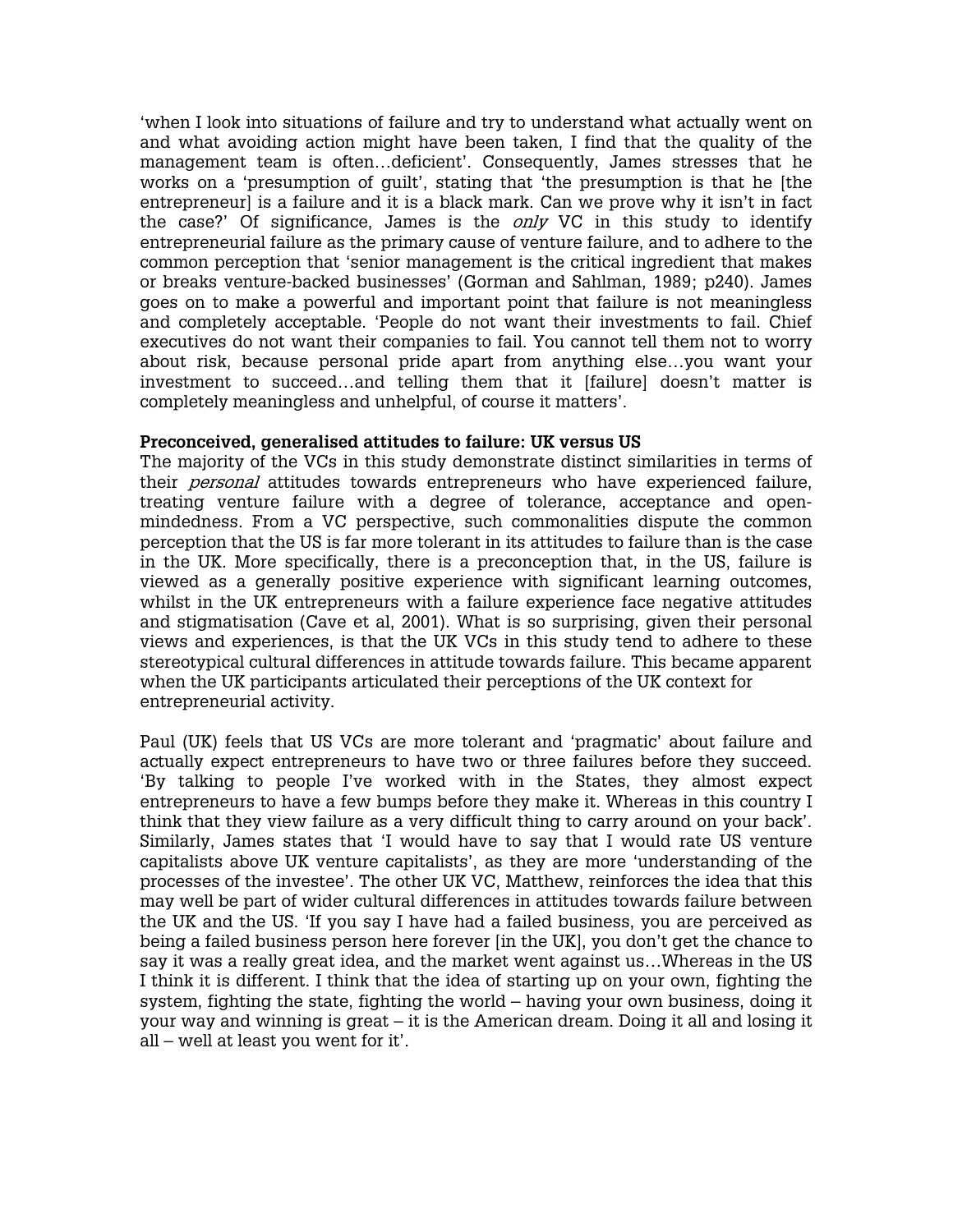‘when I look into situations of failure and try to understand what actually went on and what avoiding action might have been taken, I find that the quality of the management team is often…deficient’. Consequently, James stresses that he works on a ‘presumption of guilt’, stating that ‘the presumption is that he [the entrepreneur] is a failure and it is a black mark. Can we prove why it isn’t in fact the case?’ Of significance, James is the *only* VC in this study to identify entrepreneurial failure as the primary cause of venture failure, and to adhere to the common perception that ‘senior management is the critical ingredient that makes or breaks venture-backed businesses’ (Gorman and Sahlman, 1989; p240). James goes on to make a powerful and important point that failure is not meaningless and completely acceptable. ‘People do not want their investments to fail. Chief executives do not want their companies to fail. You cannot tell them not to worry about risk, because personal pride apart from anything else…you want your investment to succeed…and telling them that it [failure] doesn’t matter is completely meaningless and unhelpful, of course it matters’.

**Preconceived, generalised attitudes to failure: UK versus US**

The majority of the VCs in this study demonstrate distinct similarities in terms of their *personal* attitudes towards entrepreneurs who have experienced failure, treating venture failure with a degree of tolerance, acceptance and open-mindedness. From a VC perspective, such commonalities dispute the common perception that the US is far more tolerant in its attitudes to failure than is the case in the UK. More specifically, there is a preconception that, in the US, failure is viewed as a generally positive experience with significant learning outcomes, whilst in the UK entrepreneurs with a failure experience face negative attitudes and stigmatisation (Cave et al, 2001). What is so surprising, given their personal views and experiences, is that the UK VCs in this study tend to adhere to these stereotypical cultural differences in attitude towards failure. This became apparent when the UK participants articulated their perceptions of the UK context for entrepreneurial activity.

Paul (UK) feels that US VCs are more tolerant and ‘pragmatic’ about failure and actually expect entrepreneurs to have two or three failures before they succeed. ‘By talking to people I’ve worked with in the States, they almost expect entrepreneurs to have a few bumps before they make it. Whereas in this country I think that they view failure as a very difficult thing to carry around on your back’. Similarly, James states that ‘I would have to say that I would rate US venture capitalists above UK venture capitalists’, as they are more ‘understanding of the processes of the investee’. The other UK VC, Matthew, reinforces the idea that this may well be part of wider cultural differences in attitudes towards failure between the UK and the US. ‘If you say I have had a failed business, you are perceived as being a failed business person here forever [in the UK], you don’t get the chance to say it was a really great idea, and the market went against us…Whereas in the US I think it is different. I think that the idea of starting up on your own, fighting the system, fighting the state, fighting the world – having your own business, doing it your way and winning is great – it is the American dream. Doing it all and losing it all – well at least you went for it’.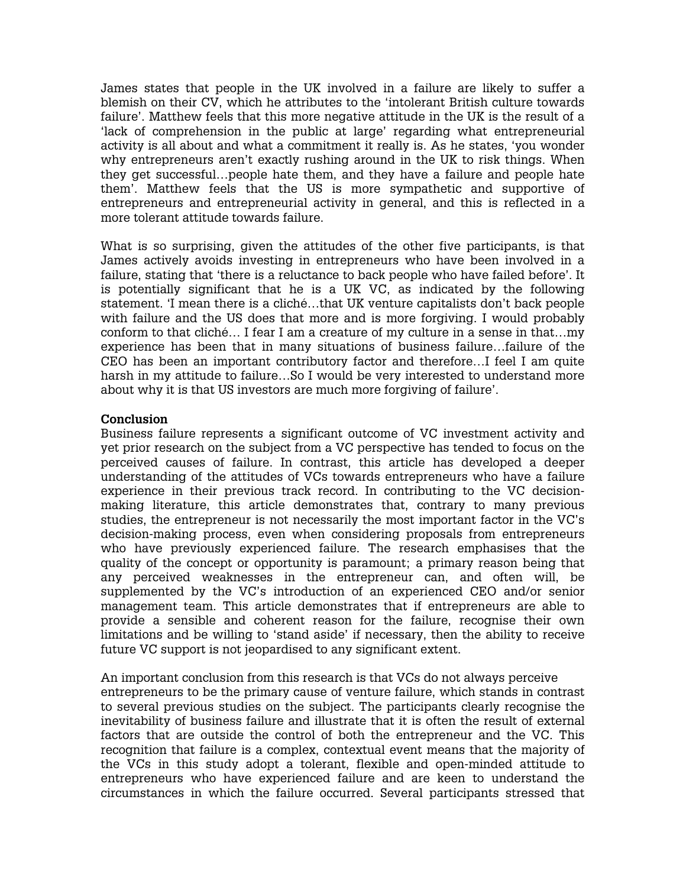James states that people in the UK involved in a failure are likely to suffer a blemish on their CV, which he attributes to the 'intolerant British culture towards failure'. Matthew feels that this more negative attitude in the UK is the result of a 'lack of comprehension in the public at large' regarding what entrepreneurial activity is all about and what a commitment it really is. As he states, 'you wonder why entrepreneurs aren't exactly rushing around in the UK to risk things. When they get successful…people hate them, and they have a failure and people hate them'. Matthew feels that the US is more sympathetic and supportive of entrepreneurs and entrepreneurial activity in general, and this is reflected in a more tolerant attitude towards failure.

What is so surprising, given the attitudes of the other five participants, is that James actively avoids investing in entrepreneurs who have been involved in a failure, stating that 'there is a reluctance to back people who have failed before'. It is potentially significant that he is a UK VC, as indicated by the following statement. 'I mean there is a cliché…that UK venture capitalists don't back people with failure and the US does that more and is more forgiving. I would probably conform to that cliché… I fear I am a creature of my culture in a sense in that…my experience has been that in many situations of business failure…failure of the CEO has been an important contributory factor and therefore…I feel I am quite harsh in my attitude to failure…So I would be very interested to understand more about why it is that US investors are much more forgiving of failure'.

**Conclusion**

Business failure represents a significant outcome of VC investment activity and yet prior research on the subject from a VC perspective has tended to focus on the perceived causes of failure. In contrast, this article has developed a deeper understanding of the attitudes of VCs towards entrepreneurs who have a failure experience in their previous track record. In contributing to the VC decision-making literature, this article demonstrates that, contrary to many previous studies, the entrepreneur is not necessarily the most important factor in the VC's decision-making process, even when considering proposals from entrepreneurs who have previously experienced failure. The research emphasises that the quality of the concept or opportunity is paramount; a primary reason being that any perceived weaknesses in the entrepreneur can, and often will, be supplemented by the VC's introduction of an experienced CEO and/or senior management team. This article demonstrates that if entrepreneurs are able to provide a sensible and coherent reason for the failure, recognise their own limitations and be willing to 'stand aside' if necessary, then the ability to receive future VC support is not jeopardised to any significant extent.

An important conclusion from this research is that VCs do not always perceive entrepreneurs to be the primary cause of venture failure, which stands in contrast to several previous studies on the subject. The participants clearly recognise the inevitability of business failure and illustrate that it is often the result of external factors that are outside the control of both the entrepreneur and the VC. This recognition that failure is a complex, contextual event means that the majority of the VCs in this study adopt a tolerant, flexible and open-minded attitude to entrepreneurs who have experienced failure and are keen to understand the circumstances in which the failure occurred. Several participants stressed that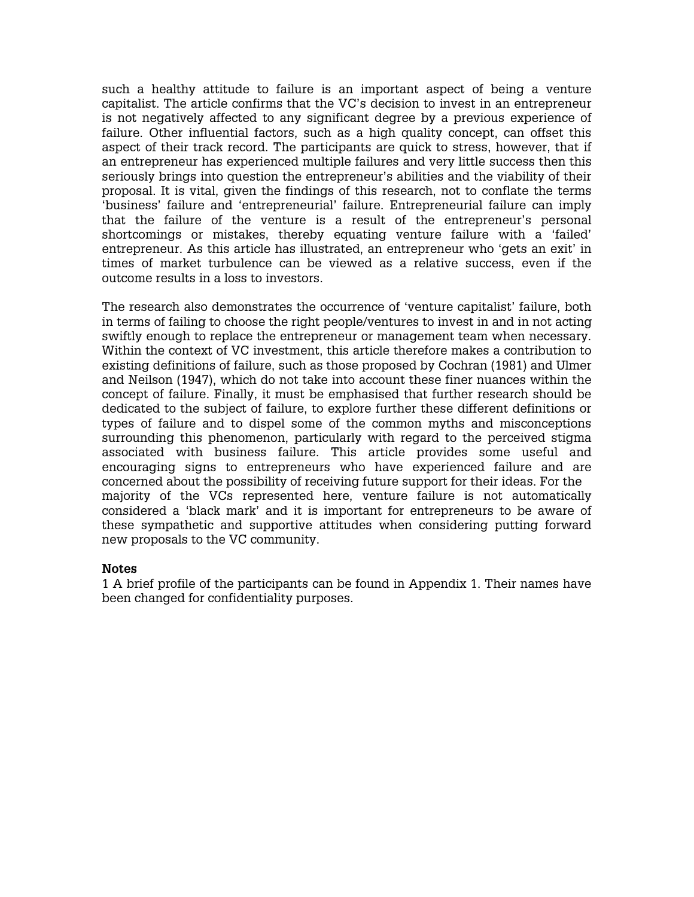such a healthy attitude to failure is an important aspect of being a venture capitalist. The article confirms that the VC's decision to invest in an entrepreneur is not negatively affected to any significant degree by a previous experience of failure. Other influential factors, such as a high quality concept, can offset this aspect of their track record. The participants are quick to stress, however, that if an entrepreneur has experienced multiple failures and very little success then this seriously brings into question the entrepreneur's abilities and the viability of their proposal. It is vital, given the findings of this research, not to conflate the terms 'business' failure and 'entrepreneurial' failure. Entrepreneurial failure can imply that the failure of the venture is a result of the entrepreneur's personal shortcomings or mistakes, thereby equating venture failure with a 'failed' entrepreneur. As this article has illustrated, an entrepreneur who 'gets an exit' in times of market turbulence can be viewed as a relative success, even if the outcome results in a loss to investors.

The research also demonstrates the occurrence of 'venture capitalist' failure, both in terms of failing to choose the right people/ventures to invest in and in not acting swiftly enough to replace the entrepreneur or management team when necessary. Within the context of VC investment, this article therefore makes a contribution to existing definitions of failure, such as those proposed by Cochran (1981) and Ulmer and Neilson (1947), which do not take into account these finer nuances within the concept of failure. Finally, it must be emphasised that further research should be dedicated to the subject of failure, to explore further these different definitions or types of failure and to dispel some of the common myths and misconceptions surrounding this phenomenon, particularly with regard to the perceived stigma associated with business failure. This article provides some useful and encouraging signs to entrepreneurs who have experienced failure and are concerned about the possibility of receiving future support for their ideas. For the majority of the VCs represented here, venture failure is not automatically considered a 'black mark' and it is important for entrepreneurs to be aware of these sympathetic and supportive attitudes when considering putting forward new proposals to the VC community.

**Notes**

1 A brief profile of the participants can be found in Appendix 1. Their names have been changed for confidentiality purposes.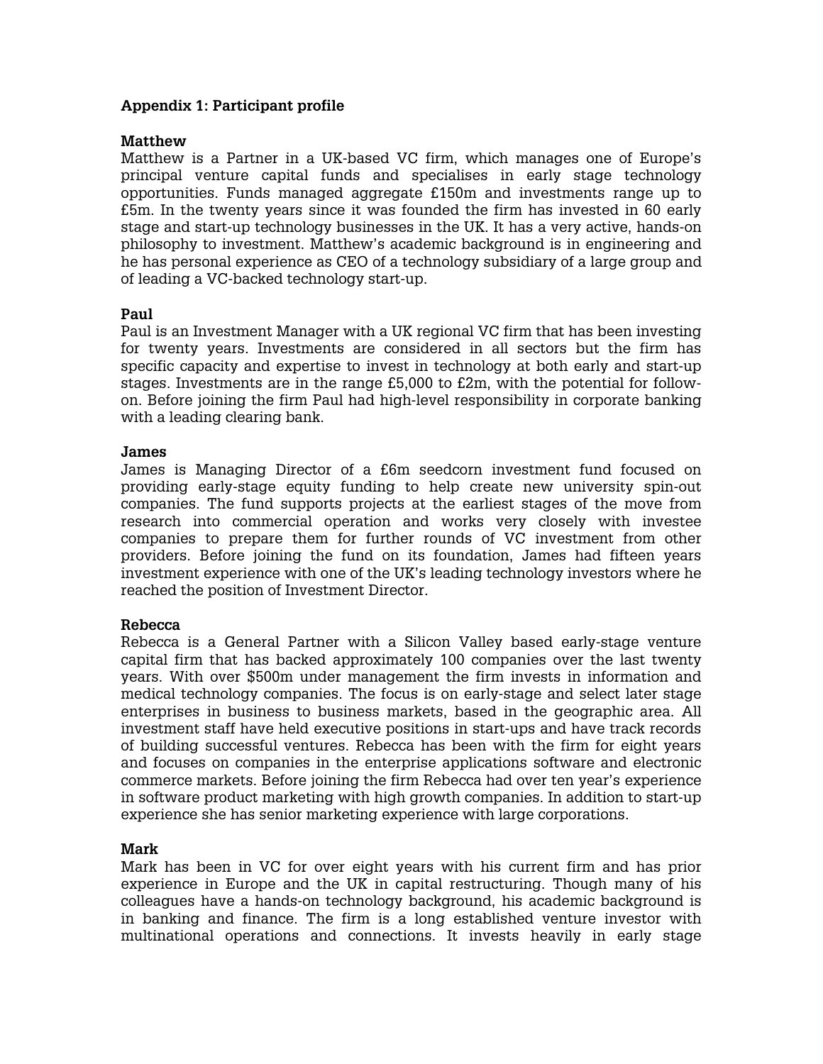**Appendix 1: Participant profile**

**Matthew**

Matthew is a Partner in a UK-based VC firm, which manages one of Europe's principal venture capital funds and specialises in early stage technology opportunities. Funds managed aggregate £150m and investments range up to £5m. In the twenty years since it was founded the firm has invested in 60 early stage and start-up technology businesses in the UK. It has a very active, hands-on philosophy to investment. Matthew's academic background is in engineering and he has personal experience as CEO of a technology subsidiary of a large group and of leading a VC-backed technology start-up.

**Paul**

Paul is an Investment Manager with a UK regional VC firm that has been investing for twenty years. Investments are considered in all sectors but the firm has specific capacity and expertise to invest in technology at both early and start-up stages. Investments are in the range £5,000 to £2m, with the potential for follow-on. Before joining the firm Paul had high-level responsibility in corporate banking with a leading clearing bank.

**James**

James is Managing Director of a £6m seedcorn investment fund focused on providing early-stage equity funding to help create new university spin-out companies. The fund supports projects at the earliest stages of the move from research into commercial operation and works very closely with investee companies to prepare them for further rounds of VC investment from other providers. Before joining the fund on its foundation, James had fifteen years investment experience with one of the UK's leading technology investors where he reached the position of Investment Director.

**Rebecca**

Rebecca is a General Partner with a Silicon Valley based early-stage venture capital firm that has backed approximately 100 companies over the last twenty years. With over $500m under management the firm invests in information and medical technology companies. The focus is on early-stage and select later stage enterprises in business to business markets, based in the geographic area. All investment staff have held executive positions in start-ups and have track records of building successful ventures. Rebecca has been with the firm for eight years and focuses on companies in the enterprise applications software and electronic commerce markets. Before joining the firm Rebecca had over ten year's experience in software product marketing with high growth companies. In addition to start-up experience she has senior marketing experience with large corporations.

**Mark**

Mark has been in VC for over eight years with his current firm and has prior experience in Europe and the UK in capital restructuring. Though many of his colleagues have a hands-on technology background, his academic background is in banking and finance. The firm is a long established venture investor with multinational operations and connections. It invests heavily in early stage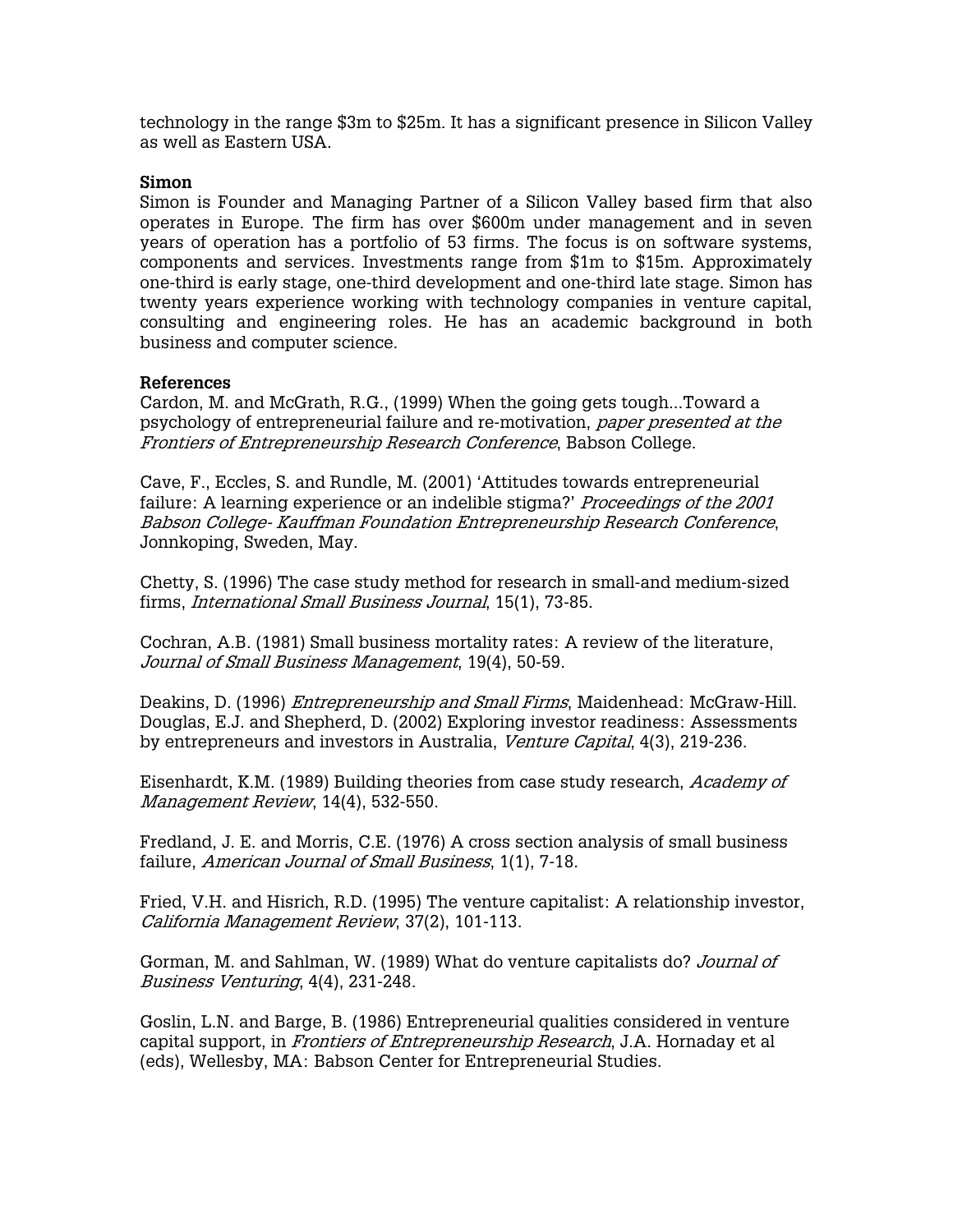technology in the range $3m to $25m. It has a significant presence in Silicon Valley as well as Eastern USA.

**Simon**

Simon is Founder and Managing Partner of a Silicon Valley based firm that also operates in Europe. The firm has over $600m under management and in seven years of operation has a portfolio of 53 firms. The focus is on software systems, components and services. Investments range from $1m to $15m. Approximately one-third is early stage, one-third development and one-third late stage. Simon has twenty years experience working with technology companies in venture capital, consulting and engineering roles. He has an academic background in both business and computer science.

**References**

Cardon, M. and McGrath, R.G., (1999) When the going gets tough...Toward a psychology of entrepreneurial failure and re-motivation, *paper presented at the Frontiers of Entrepreneurship Research Conference*, Babson College.

Cave, F., Eccles, S. and Rundle, M. (2001) 'Attitudes towards entrepreneurial failure: A learning experience or an indelible stigma?' *Proceedings of the 2001 Babson College- Kauffman Foundation Entrepreneurship Research Conference*, Jonnkoping, Sweden, May.

Chetty, S. (1996) The case study method for research in small-and medium-sized firms, *International Small Business Journal*, 15(1), 73-85.

Cochran, A.B. (1981) Small business mortality rates: A review of the literature, *Journal of Small Business Management*, 19(4), 50-59.

Deakins, D. (1996) *Entrepreneurship and Small Firms*, Maidenhead: McGraw-Hill.
Douglas, E.J. and Shepherd, D. (2002) Exploring investor readiness: Assessments by entrepreneurs and investors in Australia, *Venture Capital*, 4(3), 219-236.

Eisenhardt, K.M. (1989) Building theories from case study research, *Academy of Management Review*, 14(4), 532-550.

Fredland, J. E. and Morris, C.E. (1976) A cross section analysis of small business failure, *American Journal of Small Business*, 1(1), 7-18.

Fried, V.H. and Hisrich, R.D. (1995) The venture capitalist: A relationship investor, *California Management Review*, 37(2), 101-113.

Gorman, M. and Sahlman, W. (1989) What do venture capitalists do? *Journal of Business Venturing*, 4(4), 231-248.

Goslin, L.N. and Barge, B. (1986) Entrepreneurial qualities considered in venture capital support, in *Frontiers of Entrepreneurship Research*, J.A. Hornaday et al (eds), Wellesby, MA: Babson Center for Entrepreneurial Studies.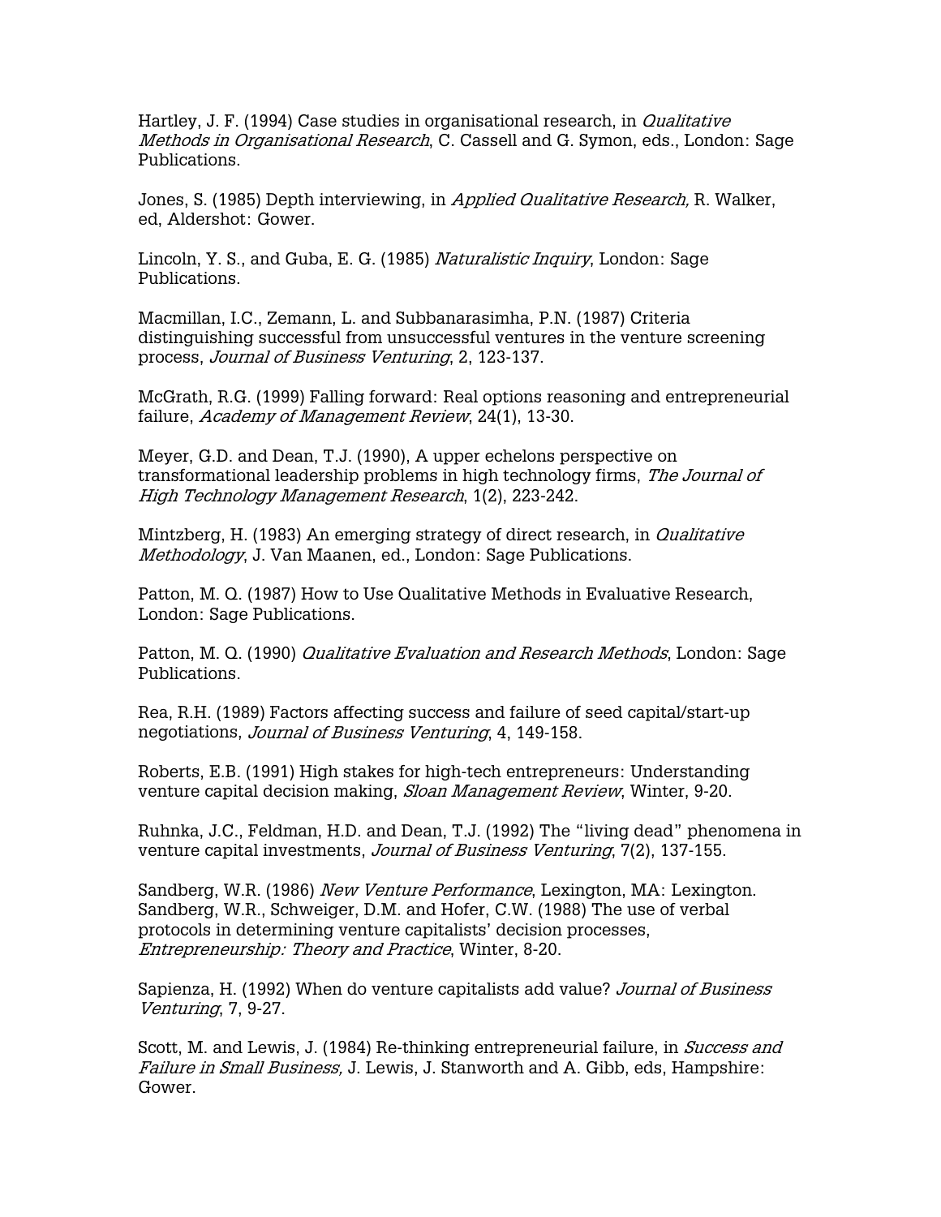Hartley, J. F. (1994) Case studies in organisational research, in *Qualitative Methods in Organisational Research*, C. Cassell and G. Symon, eds., London: Sage Publications.

Jones, S. (1985) Depth interviewing, in *Applied Qualitative Research,* R. Walker, ed, Aldershot: Gower.

Lincoln, Y. S., and Guba, E. G. (1985) *Naturalistic Inquiry*, London: Sage Publications.

Macmillan, I.C., Zemann, L. and Subbanarasimha, P.N. (1987) Criteria distinguishing successful from unsuccessful ventures in the venture screening process, *Journal of Business Venturing*, 2, 123-137.

McGrath, R.G. (1999) Falling forward: Real options reasoning and entrepreneurial failure, *Academy of Management Review*, 24(1), 13-30.

Meyer, G.D. and Dean, T.J. (1990), A upper echelons perspective on transformational leadership problems in high technology firms, *The Journal of High Technology Management Research*, 1(2), 223-242.

Mintzberg, H. (1983) An emerging strategy of direct research, in *Qualitative Methodology*, J. Van Maanen, ed., London: Sage Publications.

Patton, M. Q. (1987) How to Use Qualitative Methods in Evaluative Research, London: Sage Publications.

Patton, M. Q. (1990) *Qualitative Evaluation and Research Methods*, London: Sage Publications.

Rea, R.H. (1989) Factors affecting success and failure of seed capital/start-up negotiations, *Journal of Business Venturing*, 4, 149-158.

Roberts, E.B. (1991) High stakes for high-tech entrepreneurs: Understanding venture capital decision making, *Sloan Management Review*, Winter, 9-20.

Ruhnka, J.C., Feldman, H.D. and Dean, T.J. (1992) The "living dead" phenomena in venture capital investments, *Journal of Business Venturing*, 7(2), 137-155.

Sandberg, W.R. (1986) *New Venture Performance*, Lexington, MA: Lexington.
Sandberg, W.R., Schweiger, D.M. and Hofer, C.W. (1988) The use of verbal protocols in determining venture capitalists' decision processes, *Entrepreneurship: Theory and Practice*, Winter, 8-20.

Sapienza, H. (1992) When do venture capitalists add value? *Journal of Business Venturing*, 7, 9-27.

Scott, M. and Lewis, J. (1984) Re-thinking entrepreneurial failure, in *Success and Failure in Small Business,* J. Lewis, J. Stanworth and A. Gibb, eds, Hampshire: Gower.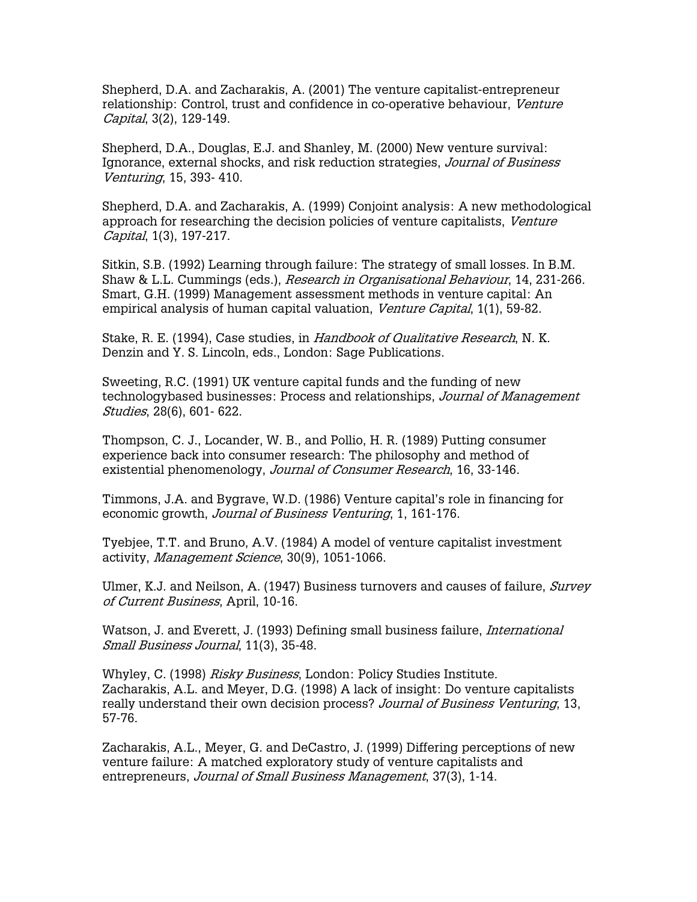Shepherd, D.A. and Zacharakis, A. (2001) The venture capitalist-entrepreneur relationship: Control, trust and confidence in co-operative behaviour, *Venture Capital*, 3(2), 129-149.

Shepherd, D.A., Douglas, E.J. and Shanley, M. (2000) New venture survival: Ignorance, external shocks, and risk reduction strategies, *Journal of Business Venturing*, 15, 393- 410.

Shepherd, D.A. and Zacharakis, A. (1999) Conjoint analysis: A new methodological approach for researching the decision policies of venture capitalists, *Venture Capital*, 1(3), 197-217.

Sitkin, S.B. (1992) Learning through failure: The strategy of small losses. In B.M. Shaw & L.L. Cummings (eds.), *Research in Organisational Behaviour*, 14, 231-266.
Smart, G.H. (1999) Management assessment methods in venture capital: An empirical analysis of human capital valuation, *Venture Capital*, 1(1), 59-82.

Stake, R. E. (1994), Case studies, in *Handbook of Qualitative Research*, N. K. Denzin and Y. S. Lincoln, eds., London: Sage Publications.

Sweeting, R.C. (1991) UK venture capital funds and the funding of new technologybased businesses: Process and relationships, *Journal of Management Studies*, 28(6), 601- 622.

Thompson, C. J., Locander, W. B., and Pollio, H. R. (1989) Putting consumer experience back into consumer research: The philosophy and method of existential phenomenology, *Journal of Consumer Research*, 16, 33-146.

Timmons, J.A. and Bygrave, W.D. (1986) Venture capital's role in financing for economic growth, *Journal of Business Venturing*, 1, 161-176.

Tyebjee, T.T. and Bruno, A.V. (1984) A model of venture capitalist investment activity, *Management Science*, 30(9), 1051-1066.

Ulmer, K.J. and Neilson, A. (1947) Business turnovers and causes of failure, *Survey of Current Business*, April, 10-16.

Watson, J. and Everett, J. (1993) Defining small business failure, *International Small Business Journal*, 11(3), 35-48.

Whyley, C. (1998) *Risky Business*, London: Policy Studies Institute.
Zacharakis, A.L. and Meyer, D.G. (1998) A lack of insight: Do venture capitalists really understand their own decision process? *Journal of Business Venturing*, 13, 57-76.

Zacharakis, A.L., Meyer, G. and DeCastro, J. (1999) Differing perceptions of new venture failure: A matched exploratory study of venture capitalists and entrepreneurs, *Journal of Small Business Management*, 37(3), 1-14.